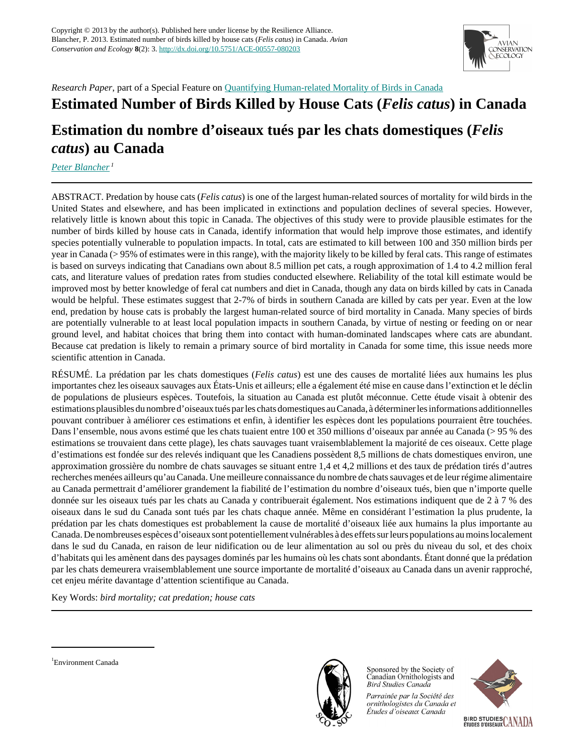Copyright © 2013 by the author(s). Published here under license by the Resilience Alliance.
Blancher, P. 2013. Estimated number of birds killed by house cats (*Felis catus*) in Canada. *Avian Conservation and Ecology* **8**(2): 3. http://dx.doi.org/10.5751/ACE-00557-080203

*Research Paper*, part of a Special Feature on Quantifying Human-related Mortality of Birds in Canada

# Estimated Number of Birds Killed by House Cats (*Felis catus*) in Canada

# Estimation du nombre d'oiseaux tués par les chats domestiques (*Felis catus*) au Canada

Peter Blancher [1]

ABSTRACT. Predation by house cats (*Felis catus*) is one of the largest human-related sources of mortality for wild birds in the United States and elsewhere, and has been implicated in extinctions and population declines of several species. However, relatively little is known about this topic in Canada. The objectives of this study were to provide plausible estimates for the number of birds killed by house cats in Canada, identify information that would help improve those estimates, and identify species potentially vulnerable to population impacts. In total, cats are estimated to kill between 100 and 350 million birds per year in Canada (> 95% of estimates were in this range), with the majority likely to be killed by feral cats. This range of estimates is based on surveys indicating that Canadians own about 8.5 million pet cats, a rough approximation of 1.4 to 4.2 million feral cats, and literature values of predation rates from studies conducted elsewhere. Reliability of the total kill estimate would be improved most by better knowledge of feral cat numbers and diet in Canada, though any data on birds killed by cats in Canada would be helpful. These estimates suggest that 2-7% of birds in southern Canada are killed by cats per year. Even at the low end, predation by house cats is probably the largest human-related source of bird mortality in Canada. Many species of birds are potentially vulnerable to at least local population impacts in southern Canada, by virtue of nesting or feeding on or near ground level, and habitat choices that bring them into contact with human-dominated landscapes where cats are abundant. Because cat predation is likely to remain a primary source of bird mortality in Canada for some time, this issue needs more scientific attention in Canada.

RÉSUMÉ. La prédation par les chats domestiques (*Felis catus*) est une des causes de mortalité liées aux humains les plus importantes chez les oiseaux sauvages aux États-Unis et ailleurs; elle a également été mise en cause dans l'extinction et le déclin de populations de plusieurs espèces. Toutefois, la situation au Canada est plutôt méconnue. Cette étude visait à obtenir des estimations plausibles du nombre d'oiseaux tués par les chats domestiques au Canada, à déterminer les informations additionnelles pouvant contribuer à améliorer ces estimations et enfin, à identifier les espèces dont les populations pourraient être touchées. Dans l'ensemble, nous avons estimé que les chats tuaient entre 100 et 350 millions d'oiseaux par année au Canada (> 95 % des estimations se trouvaient dans cette plage), les chats sauvages tuant vraisemblablement la majorité de ces oiseaux. Cette plage d'estimations est fondée sur des relevés indiquant que les Canadiens possèdent 8,5 millions de chats domestiques environ, une approximation grossière du nombre de chats sauvages se situant entre 1,4 et 4,2 millions et des taux de prédation tirés d'autres recherches menées ailleurs qu'au Canada. Une meilleure connaissance du nombre de chats sauvages et de leur régime alimentaire au Canada permettrait d'améliorer grandement la fiabilité de l'estimation du nombre d'oiseaux tués, bien que n'importe quelle donnée sur les oiseaux tués par les chats au Canada y contribuerait également. Nos estimations indiquent que de 2 à 7 % des oiseaux dans le sud du Canada sont tués par les chats chaque année. Même en considérant l'estimation la plus prudente, la prédation par les chats domestiques est probablement la cause de mortalité d'oiseaux liée aux humains la plus importante au Canada. De nombreuses espèces d'oiseaux sont potentiellement vulnérables à des effets sur leurs populations au moins localement dans le sud du Canada, en raison de leur nidification ou de leur alimentation au sol ou près du niveau du sol, et des choix d'habitats qui les amènent dans des paysages dominés par les humains où les chats sont abondants. Étant donné que la prédation par les chats demeurera vraisemblablement une source importante de mortalité d'oiseaux au Canada dans un avenir rapproché, cet enjeu mérite davantage d'attention scientifique au Canada.

Key Words: *bird mortality; cat predation; house cats*

[1] Environment Canada

Sponsored by the Society of Canadian Ornithologists and Bird Studies Canada

*Parrainée par la Société des ornithologistes du Canada et Études d'oiseaux Canada*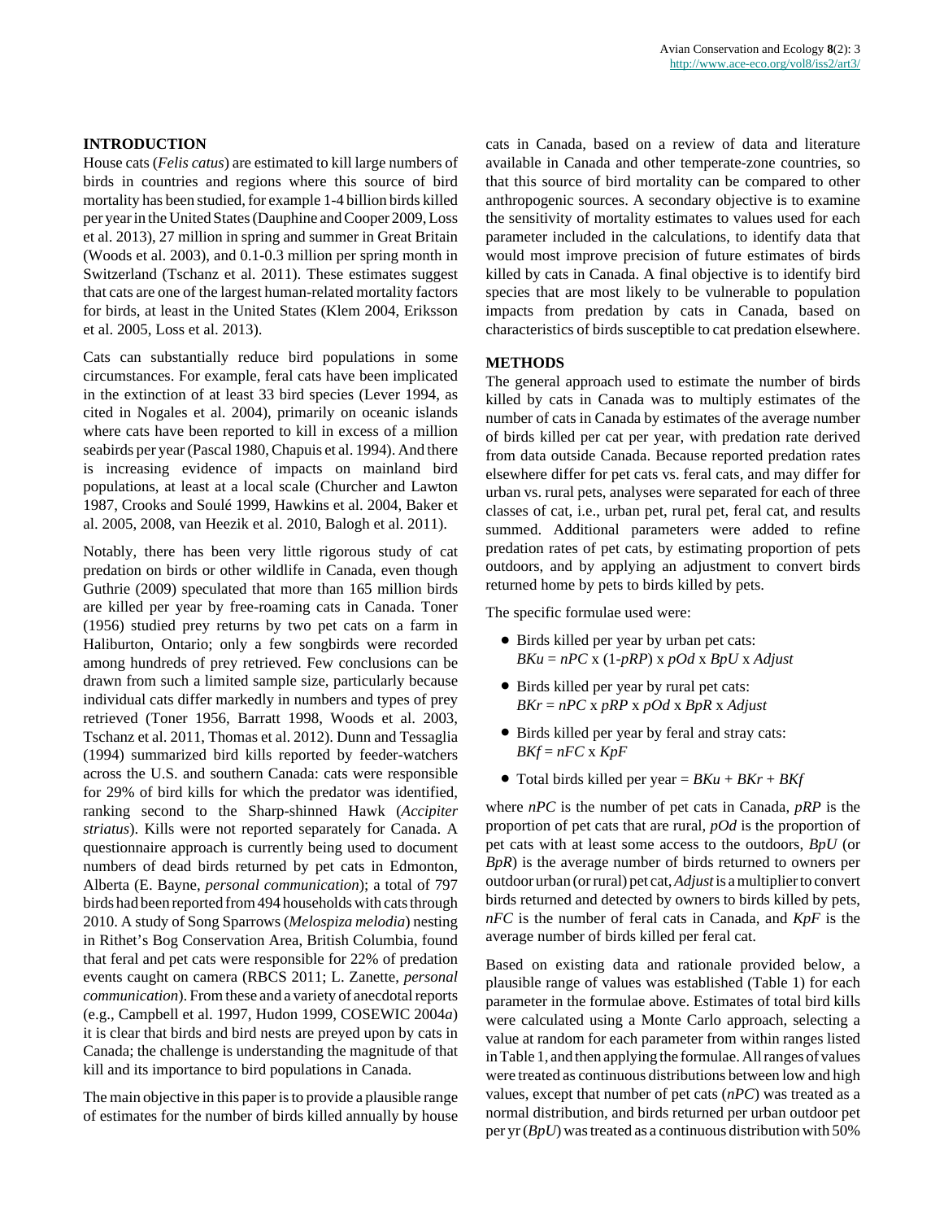## INTRODUCTION

House cats (*Felis catus*) are estimated to kill large numbers of birds in countries and regions where this source of bird mortality has been studied, for example 1-4 billion birds killed per year in the United States (Dauphine and Cooper 2009, Loss et al. 2013), 27 million in spring and summer in Great Britain (Woods et al. 2003), and 0.1-0.3 million per spring month in Switzerland (Tschanz et al. 2011). These estimates suggest that cats are one of the largest human-related mortality factors for birds, at least in the United States (Klem 2004, Eriksson et al. 2005, Loss et al. 2013).

Cats can substantially reduce bird populations in some circumstances. For example, feral cats have been implicated in the extinction of at least 33 bird species (Lever 1994, as cited in Nogales et al. 2004), primarily on oceanic islands where cats have been reported to kill in excess of a million seabirds per year (Pascal 1980, Chapuis et al. 1994). And there is increasing evidence of impacts on mainland bird populations, at least at a local scale (Churcher and Lawton 1987, Crooks and Soulé 1999, Hawkins et al. 2004, Baker et al. 2005, 2008, van Heezik et al. 2010, Balogh et al. 2011).

Notably, there has been very little rigorous study of cat predation on birds or other wildlife in Canada, even though Guthrie (2009) speculated that more than 165 million birds are killed per year by free-roaming cats in Canada. Toner (1956) studied prey returns by two pet cats on a farm in Haliburton, Ontario; only a few songbirds were recorded among hundreds of prey retrieved. Few conclusions can be drawn from such a limited sample size, particularly because individual cats differ markedly in numbers and types of prey retrieved (Toner 1956, Barratt 1998, Woods et al. 2003, Tschanz et al. 2011, Thomas et al. 2012). Dunn and Tessaglia (1994) summarized bird kills reported by feeder-watchers across the U.S. and southern Canada: cats were responsible for 29% of bird kills for which the predator was identified, ranking second to the Sharp-shinned Hawk (*Accipiter striatus*). Kills were not reported separately for Canada. A questionnaire approach is currently being used to document numbers of dead birds returned by pet cats in Edmonton, Alberta (E. Bayne, *personal communication*); a total of 797 birds had been reported from 494 households with cats through 2010. A study of Song Sparrows (*Melospiza melodia*) nesting in Rithet's Bog Conservation Area, British Columbia, found that feral and pet cats were responsible for 22% of predation events caught on camera (RBCS 2011; L. Zanette, *personal communication*). From these and a variety of anecdotal reports (e.g., Campbell et al. 1997, Hudon 1999, COSEWIC 2004*a*) it is clear that birds and bird nests are preyed upon by cats in Canada; the challenge is understanding the magnitude of that kill and its importance to bird populations in Canada.

The main objective in this paper is to provide a plausible range of estimates for the number of birds killed annually by house cats in Canada, based on a review of data and literature available in Canada and other temperate-zone countries, so that this source of bird mortality can be compared to other anthropogenic sources. A secondary objective is to examine the sensitivity of mortality estimates to values used for each parameter included in the calculations, to identify data that would most improve precision of future estimates of birds killed by cats in Canada. A final objective is to identify bird species that are most likely to be vulnerable to population impacts from predation by cats in Canada, based on characteristics of birds susceptible to cat predation elsewhere.

## METHODS

The general approach used to estimate the number of birds killed by cats in Canada was to multiply estimates of the number of cats in Canada by estimates of the average number of birds killed per cat per year, with predation rate derived from data outside Canada. Because reported predation rates elsewhere differ for pet cats vs. feral cats, and may differ for urban vs. rural pets, analyses were separated for each of three classes of cat, i.e., urban pet, rural pet, feral cat, and results summed. Additional parameters were added to refine predation rates of pet cats, by estimating proportion of pets outdoors, and by applying an adjustment to convert birds returned home by pets to birds killed by pets.

The specific formulae used were:

- Birds killed per year by urban pet cats:
  $BKu = nPC \times (1\text{-}pRP) \times pOd \times BpU \times Adjust$
- Birds killed per year by rural pet cats:
  $BKr = nPC \times pRP \times pOd \times BpR \times Adjust$
- Birds killed per year by feral and stray cats:
  $BKf = nFC \times KpF$
- Total birds killed per year = $BKu + BKr + BKf$

where *nPC* is the number of pet cats in Canada, *pRP* is the proportion of pet cats that are rural, *pOd* is the proportion of pet cats with at least some access to the outdoors, *BpU* (or *BpR*) is the average number of birds returned to owners per outdoor urban (or rural) pet cat, *Adjust* is a multiplier to convert birds returned and detected by owners to birds killed by pets, *nFC* is the number of feral cats in Canada, and *KpF* is the average number of birds killed per feral cat.

Based on existing data and rationale provided below, a plausible range of values was established (Table 1) for each parameter in the formulae above. Estimates of total bird kills were calculated using a Monte Carlo approach, selecting a value at random for each parameter from within ranges listed in Table 1, and then applying the formulae. All ranges of values were treated as continuous distributions between low and high values, except that number of pet cats (*nPC*) was treated as a normal distribution, and birds returned per urban outdoor pet per yr (*BpU*) was treated as a continuous distribution with 50%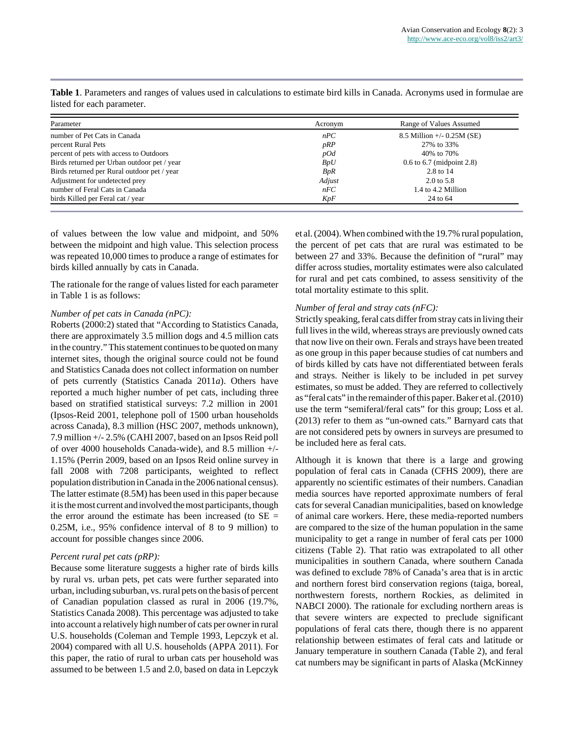**Table 1**. Parameters and ranges of values used in calculations to estimate bird kills in Canada. Acronyms used in formulae are listed for each parameter.

| Parameter | Acronym | Range of Values Assumed |
|---|---|---|
| number of Pet Cats in Canada | *nPC* | 8.5 Million +/- 0.25M (SE) |
| percent Rural Pets | *pRP* | 27% to 33% |
| percent of pets with access to Outdoors | *pOd* | 40% to 70% |
| Birds returned per Urban outdoor pet / year | *BpU* | 0.6 to 6.7 (midpoint 2.8) |
| Birds returned per Rural outdoor pet / year | *BpR* | 2.8 to 14 |
| Adjustment for undetected prey | *Adjust* | 2.0 to 5.8 |
| number of Feral Cats in Canada | *nFC* | 1.4 to 4.2 Million |
| birds Killed per Feral cat / year | *KpF* | 24 to 64 |

of values between the low value and midpoint, and 50% between the midpoint and high value. This selection process was repeated 10,000 times to produce a range of estimates for birds killed annually by cats in Canada.

The rationale for the range of values listed for each parameter in Table 1 is as follows:

*Number of pet cats in Canada (nPC):*

Roberts (2000:2) stated that "According to Statistics Canada, there are approximately 3.5 million dogs and 4.5 million cats in the country." This statement continues to be quoted on many internet sites, though the original source could not be found and Statistics Canada does not collect information on number of pets currently (Statistics Canada 2011*a*). Others have reported a much higher number of pet cats, including three based on stratified statistical surveys: 7.2 million in 2001 (Ipsos-Reid 2001, telephone poll of 1500 urban households across Canada), 8.3 million (HSC 2007, methods unknown), 7.9 million +/- 2.5% (CAHI 2007, based on an Ipsos Reid poll of over 4000 households Canada-wide), and 8.5 million +/- 1.15% (Perrin 2009, based on an Ipsos Reid online survey in fall 2008 with 7208 participants, weighted to reflect population distribution in Canada in the 2006 national census). The latter estimate (8.5M) has been used in this paper because it is the most current and involved the most participants, though the error around the estimate has been increased (to SE = 0.25M, i.e., 95% confidence interval of 8 to 9 million) to account for possible changes since 2006.

*Percent rural pet cats (pRP):*

Because some literature suggests a higher rate of birds kills by rural vs. urban pets, pet cats were further separated into urban, including suburban, vs. rural pets on the basis of percent of Canadian population classed as rural in 2006 (19.7%, Statistics Canada 2008). This percentage was adjusted to take into account a relatively high number of cats per owner in rural U.S. households (Coleman and Temple 1993, Lepczyk et al. 2004) compared with all U.S. households (APPA 2011). For this paper, the ratio of rural to urban cats per household was assumed to be between 1.5 and 2.0, based on data in Lepczyk et al. (2004). When combined with the 19.7% rural population, the percent of pet cats that are rural was estimated to be between 27 and 33%. Because the definition of "rural" may differ across studies, mortality estimates were also calculated for rural and pet cats combined, to assess sensitivity of the total mortality estimate to this split.

*Number of feral and stray cats (nFC):*

Strictly speaking, feral cats differ from stray cats in living their full lives in the wild, whereas strays are previously owned cats that now live on their own. Ferals and strays have been treated as one group in this paper because studies of cat numbers and of birds killed by cats have not differentiated between ferals and strays. Neither is likely to be included in pet survey estimates, so must be added. They are referred to collectively as "feral cats" in the remainder of this paper. Baker et al. (2010) use the term "semiferal/feral cats" for this group; Loss et al. (2013) refer to them as "un-owned cats." Barnyard cats that are not considered pets by owners in surveys are presumed to be included here as feral cats.

Although it is known that there is a large and growing population of feral cats in Canada (CFHS 2009), there are apparently no scientific estimates of their numbers. Canadian media sources have reported approximate numbers of feral cats for several Canadian municipalities, based on knowledge of animal care workers. Here, these media-reported numbers are compared to the size of the human population in the same municipality to get a range in number of feral cats per 1000 citizens (Table 2). That ratio was extrapolated to all other municipalities in southern Canada, where southern Canada was defined to exclude 78% of Canada's area that is in arctic and northern forest bird conservation regions (taiga, boreal, northwestern forests, northern Rockies, as delimited in NABCI 2000). The rationale for excluding northern areas is that severe winters are expected to preclude significant populations of feral cats there, though there is no apparent relationship between estimates of feral cats and latitude or January temperature in southern Canada (Table 2), and feral cat numbers may be significant in parts of Alaska (McKinney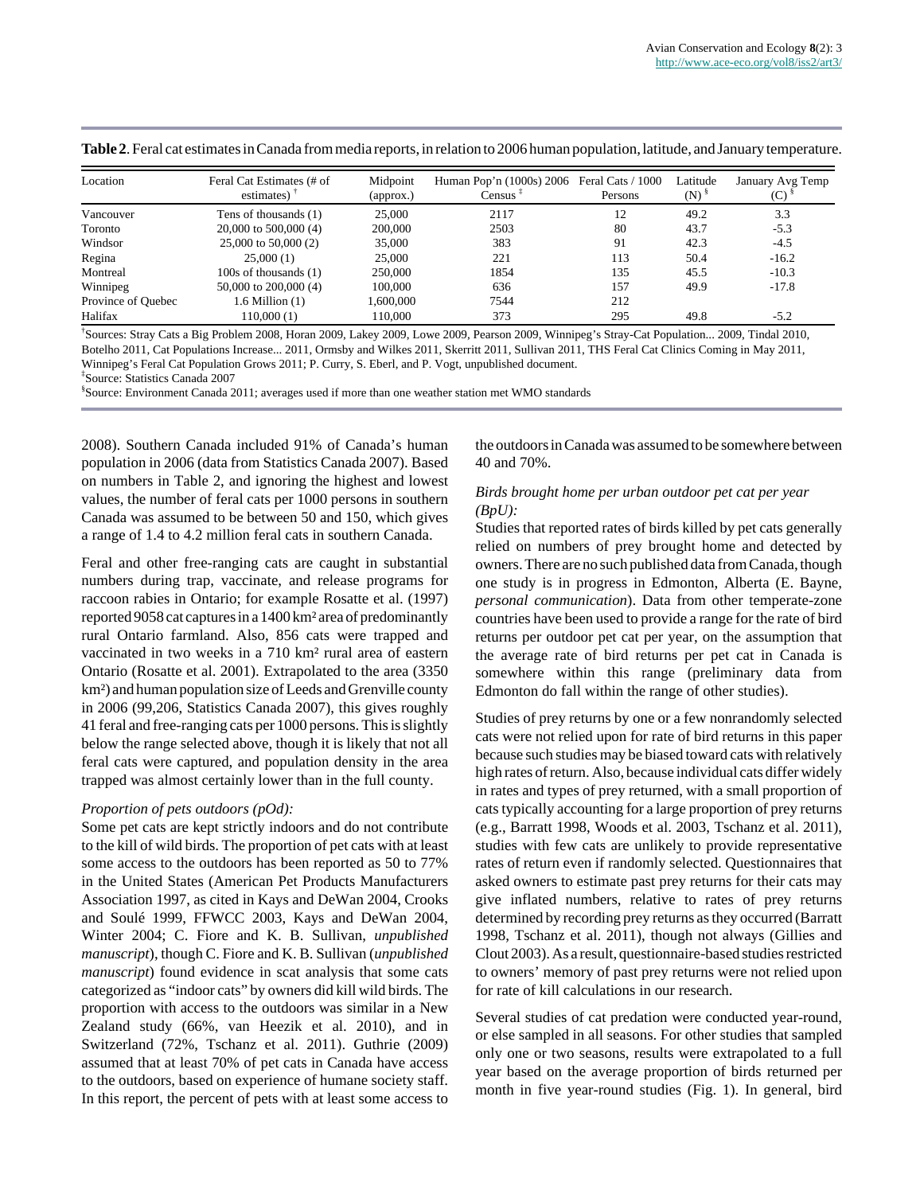**Table 2**. Feral cat estimates in Canada from media reports, in relation to 2006 human population, latitude, and January temperature.

| Location | Feral Cat Estimates (# of estimates) [†] | Midpoint (approx.) | Human Pop'n (1000s) 2006 Census [‡] | Feral Cats / 1000 Persons | Latitude (N) [§] | January Avg Temp (C) [§] |
|---|---|---|---|---|---|---|
| Vancouver | Tens of thousands (1) | 25,000 | 2117 | 12 | 49.2 | 3.3 |
| Toronto | 20,000 to 500,000 (4) | 200,000 | 2503 | 80 | 43.7 | -5.3 |
| Windsor | 25,000 to 50,000 (2) | 35,000 | 383 | 91 | 42.3 | -4.5 |
| Regina | 25,000 (1) | 25,000 | 221 | 113 | 50.4 | -16.2 |
| Montreal | 100s of thousands (1) | 250,000 | 1854 | 135 | 45.5 | -10.3 |
| Winnipeg | 50,000 to 200,000 (4) | 100,000 | 636 | 157 | 49.9 | -17.8 |
| Province of Quebec | 1.6 Million (1) | 1,600,000 | 7544 | 212 | | |
| Halifax | 110,000 (1) | 110,000 | 373 | 295 | 49.8 | -5.2 |

[†]Sources: Stray Cats a Big Problem 2008, Horan 2009, Lakey 2009, Lowe 2009, Pearson 2009, Winnipeg's Stray-Cat Population... 2009, Tindal 2010, Botelho 2011, Cat Populations Increase... 2011, Ormsby and Wilkes 2011, Skerritt 2011, Sullivan 2011, THS Feral Cat Clinics Coming in May 2011, Winnipeg's Feral Cat Population Grows 2011; P. Curry, S. Eberl, and P. Vogt, unpublished document.
[‡]Source: Statistics Canada 2007
[§]Source: Environment Canada 2011; averages used if more than one weather station met WMO standards

2008). Southern Canada included 91% of Canada's human population in 2006 (data from Statistics Canada 2007). Based on numbers in Table 2, and ignoring the highest and lowest values, the number of feral cats per 1000 persons in southern Canada was assumed to be between 50 and 150, which gives a range of 1.4 to 4.2 million feral cats in southern Canada.

Feral and other free-ranging cats are caught in substantial numbers during trap, vaccinate, and release programs for raccoon rabies in Ontario; for example Rosatte et al. (1997) reported 9058 cat captures in a 1400 km² area of predominantly rural Ontario farmland. Also, 856 cats were trapped and vaccinated in two weeks in a 710 km² rural area of eastern Ontario (Rosatte et al. 2001). Extrapolated to the area (3350 km²) and human population size of Leeds and Grenville county in 2006 (99,206, Statistics Canada 2007), this gives roughly 41 feral and free-ranging cats per 1000 persons. This is slightly below the range selected above, though it is likely that not all feral cats were captured, and population density in the area trapped was almost certainly lower than in the full county.

*Proportion of pets outdoors (pOd):*

Some pet cats are kept strictly indoors and do not contribute to the kill of wild birds. The proportion of pet cats with at least some access to the outdoors has been reported as 50 to 77% in the United States (American Pet Products Manufacturers Association 1997, as cited in Kays and DeWan 2004, Crooks and Soulé 1999, FFWCC 2003, Kays and DeWan 2004, Winter 2004; C. Fiore and K. B. Sullivan, *unpublished manuscript*), though C. Fiore and K. B. Sullivan (*unpublished manuscript*) found evidence in scat analysis that some cats categorized as "indoor cats" by owners did kill wild birds. The proportion with access to the outdoors was similar in a New Zealand study (66%, van Heezik et al. 2010), and in Switzerland (72%, Tschanz et al. 2011). Guthrie (2009) assumed that at least 70% of pet cats in Canada have access to the outdoors, based on experience of humane society staff. In this report, the percent of pets with at least some access to the outdoors in Canada was assumed to be somewhere between 40 and 70%.

*Birds brought home per urban outdoor pet cat per year (BpU):*

Studies that reported rates of birds killed by pet cats generally relied on numbers of prey brought home and detected by owners. There are no such published data from Canada, though one study is in progress in Edmonton, Alberta (E. Bayne, *personal communication*). Data from other temperate-zone countries have been used to provide a range for the rate of bird returns per outdoor pet cat per year, on the assumption that the average rate of bird returns per pet cat in Canada is somewhere within this range (preliminary data from Edmonton do fall within the range of other studies).

Studies of prey returns by one or a few nonrandomly selected cats were not relied upon for rate of bird returns in this paper because such studies may be biased toward cats with relatively high rates of return. Also, because individual cats differ widely in rates and types of prey returned, with a small proportion of cats typically accounting for a large proportion of prey returns (e.g., Barratt 1998, Woods et al. 2003, Tschanz et al. 2011), studies with few cats are unlikely to provide representative rates of return even if randomly selected. Questionnaires that asked owners to estimate past prey returns for their cats may give inflated numbers, relative to rates of prey returns determined by recording prey returns as they occurred (Barratt 1998, Tschanz et al. 2011), though not always (Gillies and Clout 2003). As a result, questionnaire-based studies restricted to owners' memory of past prey returns were not relied upon for rate of kill calculations in our research.

Several studies of cat predation were conducted year-round, or else sampled in all seasons. For other studies that sampled only one or two seasons, results were extrapolated to a full year based on the average proportion of birds returned per month in five year-round studies (Fig. 1). In general, bird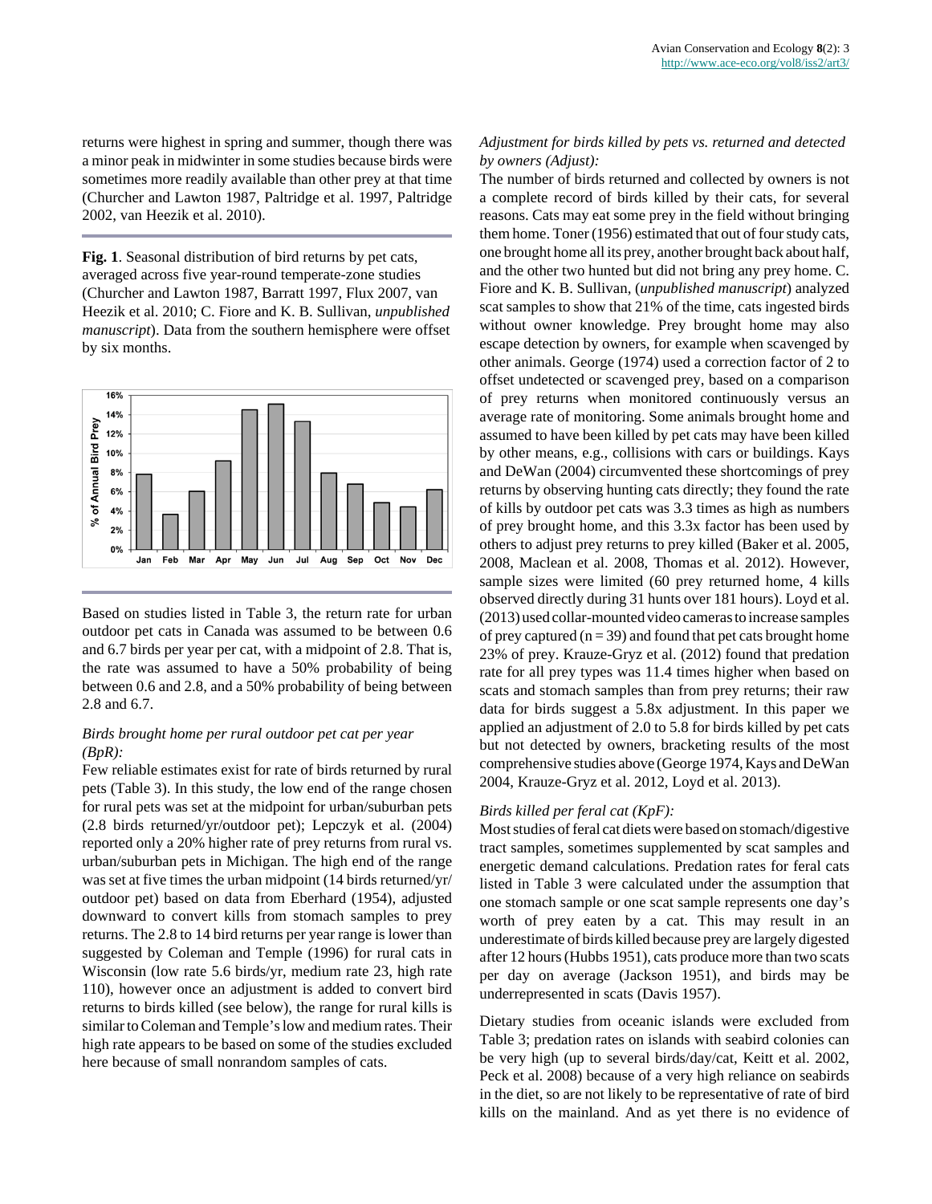returns were highest in spring and summer, though there was a minor peak in midwinter in some studies because birds were sometimes more readily available than other prey at that time (Churcher and Lawton 1987, Paltridge et al. 1997, Paltridge 2002, van Heezik et al. 2010).

**Fig. 1**. Seasonal distribution of bird returns by pet cats, averaged across five year-round temperate-zone studies (Churcher and Lawton 1987, Barratt 1997, Flux 2007, van Heezik et al. 2010; C. Fiore and K. B. Sullivan, *unpublished manuscript*). Data from the southern hemisphere were offset by six months.

% of Annual Bird Prey

16%
14%
12%
10%
8%
6%
4%
2%
0%

Jan Feb Mar Apr May Jun Jul Aug Sep Oct Nov Dec

Based on studies listed in Table 3, the return rate for urban outdoor pet cats in Canada was assumed to be between 0.6 and 6.7 birds per year per cat, with a midpoint of 2.8. That is, the rate was assumed to have a 50% probability of being between 0.6 and 2.8, and a 50% probability of being between 2.8 and 6.7.

### *Birds brought home per rural outdoor pet cat per year (BpR):*

Few reliable estimates exist for rate of birds returned by rural pets (Table 3). In this study, the low end of the range chosen for rural pets was set at the midpoint for urban/suburban pets (2.8 birds returned/yr/outdoor pet); Lepczyk et al. (2004) reported only a 20% higher rate of prey returns from rural vs. urban/suburban pets in Michigan. The high end of the range was set at five times the urban midpoint (14 birds returned/yr/outdoor pet) based on data from Eberhard (1954), adjusted downward to convert kills from stomach samples to prey returns. The 2.8 to 14 bird returns per year range is lower than suggested by Coleman and Temple (1996) for rural cats in Wisconsin (low rate 5.6 birds/yr, medium rate 23, high rate 110), however once an adjustment is added to convert bird returns to birds killed (see below), the range for rural kills is similar to Coleman and Temple's low and medium rates. Their high rate appears to be based on some of the studies excluded here because of small nonrandom samples of cats.

### *Adjustment for birds killed by pets vs. returned and detected by owners (Adjust):*

The number of birds returned and collected by owners is not a complete record of birds killed by their cats, for several reasons. Cats may eat some prey in the field without bringing them home. Toner (1956) estimated that out of four study cats, one brought home all its prey, another brought back about half, and the other two hunted but did not bring any prey home. C. Fiore and K. B. Sullivan, (*unpublished manuscript*) analyzed scat samples to show that 21% of the time, cats ingested birds without owner knowledge. Prey brought home may also escape detection by owners, for example when scavenged by other animals. George (1974) used a correction factor of 2 to offset undetected or scavenged prey, based on a comparison of prey returns when monitored continuously versus an average rate of monitoring. Some animals brought home and assumed to have been killed by pet cats may have been killed by other means, e.g., collisions with cars or buildings. Kays and DeWan (2004) circumvented these shortcomings of prey returns by observing hunting cats directly; they found the rate of kills by outdoor pet cats was 3.3 times as high as numbers of prey brought home, and this 3.3x factor has been used by others to adjust prey returns to prey killed (Baker et al. 2005, 2008, Maclean et al. 2008, Thomas et al. 2012). However, sample sizes were limited (60 prey returned home, 4 kills observed directly during 31 hunts over 181 hours). Loyd et al. (2013) used collar-mounted video cameras to increase samples of prey captured ($n = 39$) and found that pet cats brought home 23% of prey. Krauze-Gryz et al. (2012) found that predation rate for all prey types was 11.4 times higher when based on scats and stomach samples than from prey returns; their raw data for birds suggest a 5.8x adjustment. In this paper we applied an adjustment of 2.0 to 5.8 for birds killed by pet cats but not detected by owners, bracketing results of the most comprehensive studies above (George 1974, Kays and DeWan 2004, Krauze-Gryz et al. 2012, Loyd et al. 2013).

### *Birds killed per feral cat (KpF):*

Most studies of feral cat diets were based on stomach/digestive tract samples, sometimes supplemented by scat samples and energetic demand calculations. Predation rates for feral cats listed in Table 3 were calculated under the assumption that one stomach sample or one scat sample represents one day's worth of prey eaten by a cat. This may result in an underestimate of birds killed because prey are largely digested after 12 hours (Hubbs 1951), cats produce more than two scats per day on average (Jackson 1951), and birds may be underrepresented in scats (Davis 1957).

Dietary studies from oceanic islands were excluded from Table 3; predation rates on islands with seabird colonies can be very high (up to several birds/day/cat, Keitt et al. 2002, Peck et al. 2008) because of a very high reliance on seabirds in the diet, so are not likely to be representative of rate of bird kills on the mainland. And as yet there is no evidence of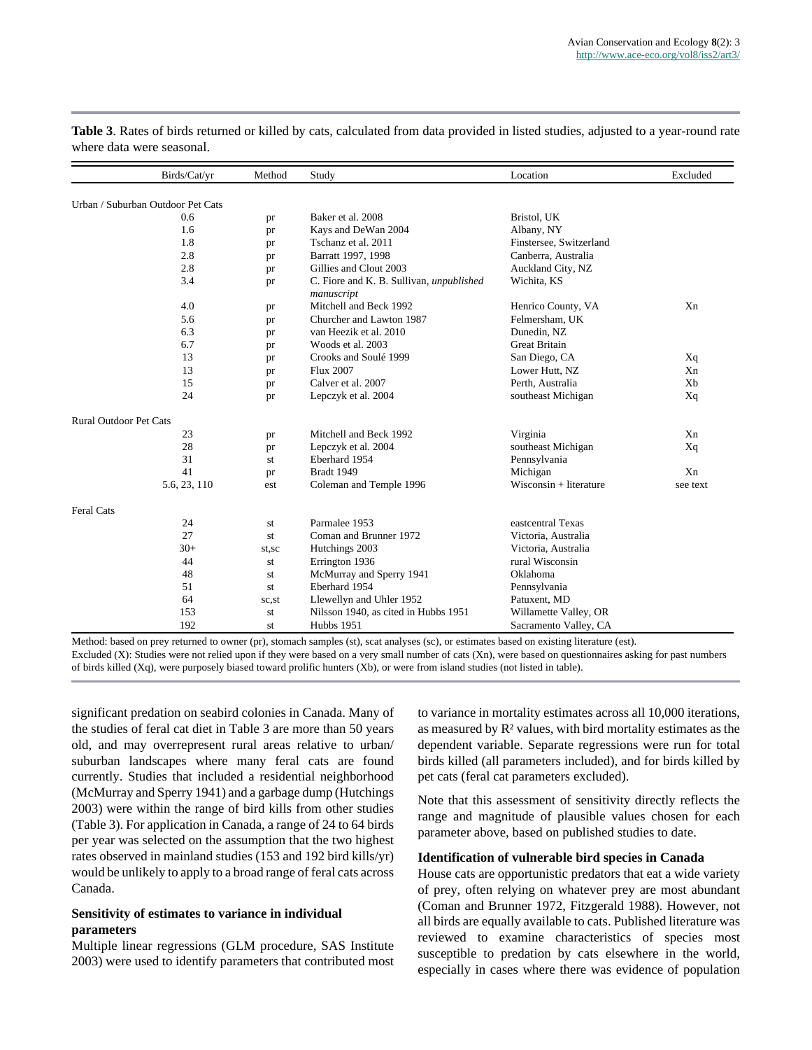**Table 3**. Rates of birds returned or killed by cats, calculated from data provided in listed studies, adjusted to a year-round rate where data were seasonal.

| Birds/Cat/yr | Method | Study | Location | Excluded |
|---|---|---|---|---|
| Urban / Suburban Outdoor Pet Cats | | | | |
| 0.6 | pr | Baker et al. 2008 | Bristol, UK | |
| 1.6 | pr | Kays and DeWan 2004 | Albany, NY | |
| 1.8 | pr | Tschanz et al. 2011 | Finstersee, Switzerland | |
| 2.8 | pr | Barratt 1997, 1998 | Canberra, Australia | |
| 2.8 | pr | Gillies and Clout 2003 | Auckland City, NZ | |
| 3.4 | pr | C. Fiore and K. B. Sullivan, *unpublished manuscript* | Wichita, KS | |
| 4.0 | pr | Mitchell and Beck 1992 | Henrico County, VA | Xn |
| 5.6 | pr | Churcher and Lawton 1987 | Felmersham, UK | |
| 6.3 | pr | van Heezik et al. 2010 | Dunedin, NZ | |
| 6.7 | pr | Woods et al. 2003 | Great Britain | |
| 13 | pr | Crooks and Soulé 1999 | San Diego, CA | Xq |
| 13 | pr | Flux 2007 | Lower Hutt, NZ | Xn |
| 15 | pr | Calver et al. 2007 | Perth, Australia | Xb |
| 24 | pr | Lepczyk et al. 2004 | southeast Michigan | Xq |
| Rural Outdoor Pet Cats | | | | |
| 23 | pr | Mitchell and Beck 1992 | Virginia | Xn |
| 28 | pr | Lepczyk et al. 2004 | southeast Michigan | Xq |
| 31 | st | Eberhard 1954 | Pennsylvania | |
| 41 | pr | Bradt 1949 | Michigan | Xn |
| 5.6, 23, 110 | est | Coleman and Temple 1996 | Wisconsin + literature | see text |
| Feral Cats | | | | |
| 24 | st | Parmalee 1953 | eastcentral Texas | |
| 27 | st | Coman and Brunner 1972 | Victoria, Australia | |
| 30+ | st,sc | Hutchings 2003 | Victoria, Australia | |
| 44 | st | Errington 1936 | rural Wisconsin | |
| 48 | st | McMurray and Sperry 1941 | Oklahoma | |
| 51 | st | Eberhard 1954 | Pennsylvania | |
| 64 | sc,st | Llewellyn and Uhler 1952 | Patuxent, MD | |
| 153 | st | Nilsson 1940, as cited in Hubbs 1951 | Willamette Valley, OR | |
| 192 | st | Hubbs 1951 | Sacramento Valley, CA | |

Method: based on prey returned to owner (pr), stomach samples (st), scat analyses (sc), or estimates based on existing literature (est).
Excluded (X): Studies were not relied upon if they were based on a very small number of cats (Xn), were based on questionnaires asking for past numbers of birds killed (Xq), were purposely biased toward prolific hunters (Xb), or were from island studies (not listed in table).

significant predation on seabird colonies in Canada. Many of the studies of feral cat diet in Table 3 are more than 50 years old, and may overrepresent rural areas relative to urban/ suburban landscapes where many feral cats are found currently. Studies that included a residential neighborhood (McMurray and Sperry 1941) and a garbage dump (Hutchings 2003) were within the range of bird kills from other studies (Table 3). For application in Canada, a range of 24 to 64 birds per year was selected on the assumption that the two highest rates observed in mainland studies (153 and 192 bird kills/yr) would be unlikely to apply to a broad range of feral cats across Canada.

### Sensitivity of estimates to variance in individual parameters

Multiple linear regressions (GLM procedure, SAS Institute 2003) were used to identify parameters that contributed most to variance in mortality estimates across all 10,000 iterations, as measured by $R^2$ values, with bird mortality estimates as the dependent variable. Separate regressions were run for total birds killed (all parameters included), and for birds killed by pet cats (feral cat parameters excluded).

Note that this assessment of sensitivity directly reflects the range and magnitude of plausible values chosen for each parameter above, based on published studies to date.

### Identification of vulnerable bird species in Canada

House cats are opportunistic predators that eat a wide variety of prey, often relying on whatever prey are most abundant (Coman and Brunner 1972, Fitzgerald 1988). However, not all birds are equally available to cats. Published literature was reviewed to examine characteristics of species most susceptible to predation by cats elsewhere in the world, especially in cases where there was evidence of population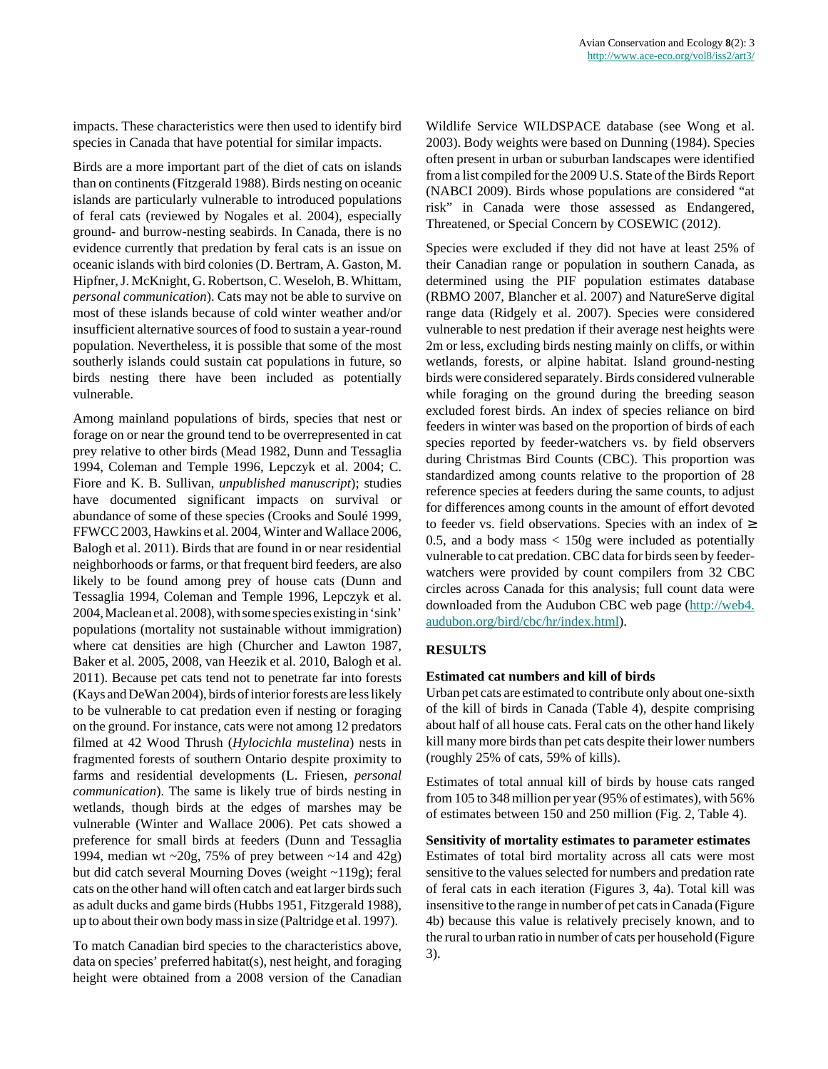impacts. These characteristics were then used to identify bird species in Canada that have potential for similar impacts.

Birds are a more important part of the diet of cats on islands than on continents (Fitzgerald 1988). Birds nesting on oceanic islands are particularly vulnerable to introduced populations of feral cats (reviewed by Nogales et al. 2004), especially ground- and burrow-nesting seabirds. In Canada, there is no evidence currently that predation by feral cats is an issue on oceanic islands with bird colonies (D. Bertram, A. Gaston, M. Hipfner, J. McKnight, G. Robertson, C. Weseloh, B. Whittam, *personal communication*). Cats may not be able to survive on most of these islands because of cold winter weather and/or insufficient alternative sources of food to sustain a year-round population. Nevertheless, it is possible that some of the most southerly islands could sustain cat populations in future, so birds nesting there have been included as potentially vulnerable.

Among mainland populations of birds, species that nest or forage on or near the ground tend to be overrepresented in cat prey relative to other birds (Mead 1982, Dunn and Tessaglia 1994, Coleman and Temple 1996, Lepczyk et al. 2004; C. Fiore and K. B. Sullivan, *unpublished manuscript*); studies have documented significant impacts on survival or abundance of some of these species (Crooks and Soulé 1999, FFWCC 2003, Hawkins et al. 2004, Winter and Wallace 2006, Balogh et al. 2011). Birds that are found in or near residential neighborhoods or farms, or that frequent bird feeders, are also likely to be found among prey of house cats (Dunn and Tessaglia 1994, Coleman and Temple 1996, Lepczyk et al. 2004, Maclean et al. 2008), with some species existing in 'sink' populations (mortality not sustainable without immigration) where cat densities are high (Churcher and Lawton 1987, Baker et al. 2005, 2008, van Heezik et al. 2010, Balogh et al. 2011). Because pet cats tend not to penetrate far into forests (Kays and DeWan 2004), birds of interior forests are less likely to be vulnerable to cat predation even if nesting or foraging on the ground. For instance, cats were not among 12 predators filmed at 42 Wood Thrush (*Hylocichla mustelina*) nests in fragmented forests of southern Ontario despite proximity to farms and residential developments (L. Friesen, *personal communication*). The same is likely true of birds nesting in wetlands, though birds at the edges of marshes may be vulnerable (Winter and Wallace 2006). Pet cats showed a preference for small birds at feeders (Dunn and Tessaglia 1994, median wt ~20g, 75% of prey between ~14 and 42g) but did catch several Mourning Doves (weight ~119g); feral cats on the other hand will often catch and eat larger birds such as adult ducks and game birds (Hubbs 1951, Fitzgerald 1988), up to about their own body mass in size (Paltridge et al. 1997).

To match Canadian bird species to the characteristics above, data on species' preferred habitat(s), nest height, and foraging height were obtained from a 2008 version of the Canadian Wildlife Service WILDSPACE database (see Wong et al. 2003). Body weights were based on Dunning (1984). Species often present in urban or suburban landscapes were identified from a list compiled for the 2009 U.S. State of the Birds Report (NABCI 2009). Birds whose populations are considered "at risk" in Canada were those assessed as Endangered, Threatened, or Special Concern by COSEWIC (2012).

Species were excluded if they did not have at least 25% of their Canadian range or population in southern Canada, as determined using the PIF population estimates database (RBMO 2007, Blancher et al. 2007) and NatureServe digital range data (Ridgely et al. 2007). Species were considered vulnerable to nest predation if their average nest heights were 2m or less, excluding birds nesting mainly on cliffs, or within wetlands, forests, or alpine habitat. Island ground-nesting birds were considered separately. Birds considered vulnerable while foraging on the ground during the breeding season excluded forest birds. An index of species reliance on bird feeders in winter was based on the proportion of birds of each species reported by feeder-watchers vs. by field observers during Christmas Bird Counts (CBC). This proportion was standardized among counts relative to the proportion of 28 reference species at feeders during the same counts, to adjust for differences among counts in the amount of effort devoted to feeder vs. field observations. Species with an index of $\geq$ 0.5, and a body mass < 150g were included as potentially vulnerable to cat predation. CBC data for birds seen by feeder-watchers were provided by count compilers from 32 CBC circles across Canada for this analysis; full count data were downloaded from the Audubon CBC web page (http://web4.audubon.org/bird/cbc/hr/index.html).

## RESULTS

### Estimated cat numbers and kill of birds

Urban pet cats are estimated to contribute only about one-sixth of the kill of birds in Canada (Table 4), despite comprising about half of all house cats. Feral cats on the other hand likely kill many more birds than pet cats despite their lower numbers (roughly 25% of cats, 59% of kills).

Estimates of total annual kill of birds by house cats ranged from 105 to 348 million per year (95% of estimates), with 56% of estimates between 150 and 250 million (Fig. 2, Table 4).

### Sensitivity of mortality estimates to parameter estimates

Estimates of total bird mortality across all cats were most sensitive to the values selected for numbers and predation rate of feral cats in each iteration (Figures 3, 4a). Total kill was insensitive to the range in number of pet cats in Canada (Figure 4b) because this value is relatively precisely known, and to the rural to urban ratio in number of cats per household (Figure 3).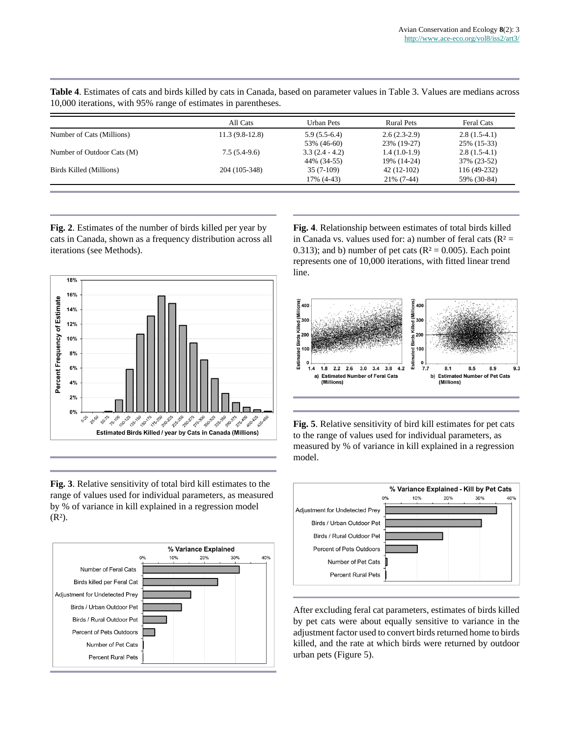**Table 4**. Estimates of cats and birds killed by cats in Canada, based on parameter values in Table 3. Values are medians across 10,000 iterations, with 95% range of estimates in parentheses.

| | All Cats | Urban Pets | Rural Pets | Feral Cats |
|---|---|---|---|---|
| Number of Cats (Millions) | 11.3 (9.8-12.8) | 5.9 (5.5-6.4)<br>53% (46-60) | 2.6 (2.3-2.9)<br>23% (19-27) | 2.8 (1.5-4.1)<br>25% (15-33) |
| Number of Outdoor Cats (M) | 7.5 (5.4-9.6) | 3.3 (2.4 - 4.2)<br>44% (34-55) | 1.4 (1.0-1.9)<br>19% (14-24) | 2.8 (1.5-4.1)<br>37% (23-52) |
| Birds Killed (Millions) | 204 (105-348) | 35 (7-109)<br>17% (4-43) | 42 (12-102)<br>21% (7-44) | 116 (49-232)<br>59% (30-84) |

**Fig. 2**. Estimates of the number of birds killed per year by cats in Canada, shown as a frequency distribution across all iterations (see Methods).

Percent Frequency of Estimate

18%
16%
14%
12%
10%
8%
6%
4%
2%
0%

0-25, 25-50, 50-75, 75-100, 100-125, 125-150, 150-175, 175-200, 200-225, 225-250, 250-275, 275-300, 300-325, 325-350, 350-375, 375-400, 400-425, 425-450

Estimated Birds Killed / year by Cats in Canada (Millions)

**Fig. 3**. Relative sensitivity of total bird kill estimates to the range of values used for individual parameters, as measured by % of variance in kill explained in a regression model ($R^2$).

% Variance Explained

0% 10% 20% 30% 40%

Number of Feral Cats
Birds killed per Feral Cat
Adjustment for Undetected Prey
Birds / Urban Outdoor Pet
Birds / Rural Outdoor Pet
Percent of Pets Outdoors
Number of Pet Cats
Percent Rural Pets

**Fig. 4**. Relationship between estimates of total birds killed in Canada vs. values used for: a) number of feral cats ($R^2$ = 0.313); and b) number of pet cats ($R^2$ = 0.005). Each point represents one of 10,000 iterations, with fitted linear trend line.

Estimated Birds Killed (Millions)

400
300
200
100
0

1.4 1.8 2.2 2.6 3.0 3.4 3.8 4.2

a) Estimated Number of Feral Cats (Millions)

Estimated Birds Killed (Millions)

400
300
200
100
0

7.7 8.1 8.5 8.9 9.3

b) Estimated Number of Pet Cats (Millions)

**Fig. 5**. Relative sensitivity of bird kill estimates for pet cats to the range of values used for individual parameters, as measured by % of variance in kill explained in a regression model.

% Variance Explained - Kill by Pet Cats

0% 10% 20% 30% 40%

Adjustment for Undetected Prey
Birds / Urban Outdoor Pet
Birds / Rural Outdoor Pet
Percent of Pets Outdoors
Number of Pet Cats
Percent Rural Pets

After excluding feral cat parameters, estimates of birds killed by pet cats were about equally sensitive to variance in the adjustment factor used to convert birds returned home to birds killed, and the rate at which birds were returned by outdoor urban pets (Figure 5).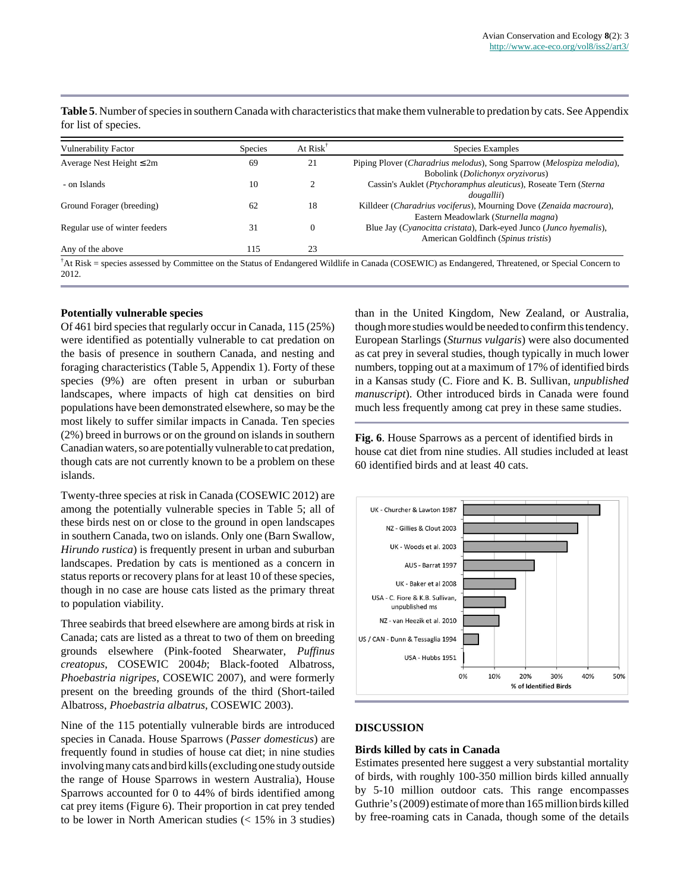**Table 5**. Number of species in southern Canada with characteristics that make them vulnerable to predation by cats. See Appendix for list of species.

| Vulnerability Factor | Species | At Risk[†] | Species Examples |
|---|---|---|---|
| Average Nest Height ≤ 2m | 69 | 21 | Piping Plover (*Charadrius melodus*), Song Sparrow (*Melospiza melodia*), Bobolink (*Dolichonyx oryzivorus*) |
| - on Islands | 10 | 2 | Cassin's Auklet (*Ptychoramphus aleuticus*), Roseate Tern (*Sterna dougallii*) |
| Ground Forager (breeding) | 62 | 18 | Killdeer (*Charadrius vociferus*), Mourning Dove (*Zenaida macroura*), Eastern Meadowlark (*Sturnella magna*) |
| Regular use of winter feeders | 31 | 0 | Blue Jay (*Cyanocitta cristata*), Dark-eyed Junco (*Junco hyemalis*), American Goldfinch (*Spinus tristis*) |
| Any of the above | 115 | 23 | |

[†]At Risk = species assessed by Committee on the Status of Endangered Wildlife in Canada (COSEWIC) as Endangered, Threatened, or Special Concern to 2012.

### Potentially vulnerable species

Of 461 bird species that regularly occur in Canada, 115 (25%) were identified as potentially vulnerable to cat predation on the basis of presence in southern Canada, and nesting and foraging characteristics (Table 5, Appendix 1). Forty of these species (9%) are often present in urban or suburban landscapes, where impacts of high cat densities on bird populations have been demonstrated elsewhere, so may be the most likely to suffer similar impacts in Canada. Ten species (2%) breed in burrows or on the ground on islands in southern Canadian waters, so are potentially vulnerable to cat predation, though cats are not currently known to be a problem on these islands.

Twenty-three species at risk in Canada (COSEWIC 2012) are among the potentially vulnerable species in Table 5; all of these birds nest on or close to the ground in open landscapes in southern Canada, two on islands. Only one (Barn Swallow, *Hirundo rustica*) is frequently present in urban and suburban landscapes. Predation by cats is mentioned as a concern in status reports or recovery plans for at least 10 of these species, though in no case are house cats listed as the primary threat to population viability.

Three seabirds that breed elsewhere are among birds at risk in Canada; cats are listed as a threat to two of them on breeding grounds elsewhere (Pink-footed Shearwater, *Puffinus creatopus*, COSEWIC 2004*b*; Black-footed Albatross, *Phoebastria nigripes*, COSEWIC 2007), and were formerly present on the breeding grounds of the third (Short-tailed Albatross, *Phoebastria albatrus*, COSEWIC 2003).

Nine of the 115 potentially vulnerable birds are introduced species in Canada. House Sparrows (*Passer domesticus*) are frequently found in studies of house cat diet; in nine studies involving many cats and bird kills (excluding one study outside the range of House Sparrows in western Australia), House Sparrows accounted for 0 to 44% of birds identified among cat prey items (Figure 6). Their proportion in cat prey tended to be lower in North American studies (< 15% in 3 studies) than in the United Kingdom, New Zealand, or Australia, though more studies would be needed to confirm this tendency. European Starlings (*Sturnus vulgaris*) were also documented as cat prey in several studies, though typically in much lower numbers, topping out at a maximum of 17% of identified birds in a Kansas study (C. Fiore and K. B. Sullivan, *unpublished manuscript*). Other introduced birds in Canada were found much less frequently among cat prey in these same studies.

**Fig. 6**. House Sparrows as a percent of identified birds in house cat diet from nine studies. All studies included at least 60 identified birds and at least 40 cats.

UK - Churcher & Lawton 1987
NZ - Gillies & Clout 2003
UK - Woods et al. 2003
AUS - Barrat 1997
UK - Baker et al 2008
USA - C. Fiore & K.B. Sullivan, unpublished ms
NZ - van Heezik et al. 2010
US / CAN - Dunn & Tessaglia 1994
USA - Hubbs 1951
0% 10% 20% 30% 40% 50%
% of Identified Birds

## DISCUSSION

### Birds killed by cats in Canada

Estimates presented here suggest a very substantial mortality of birds, with roughly 100-350 million birds killed annually by 5-10 million outdoor cats. This range encompasses Guthrie's (2009) estimate of more than 165 million birds killed by free-roaming cats in Canada, though some of the details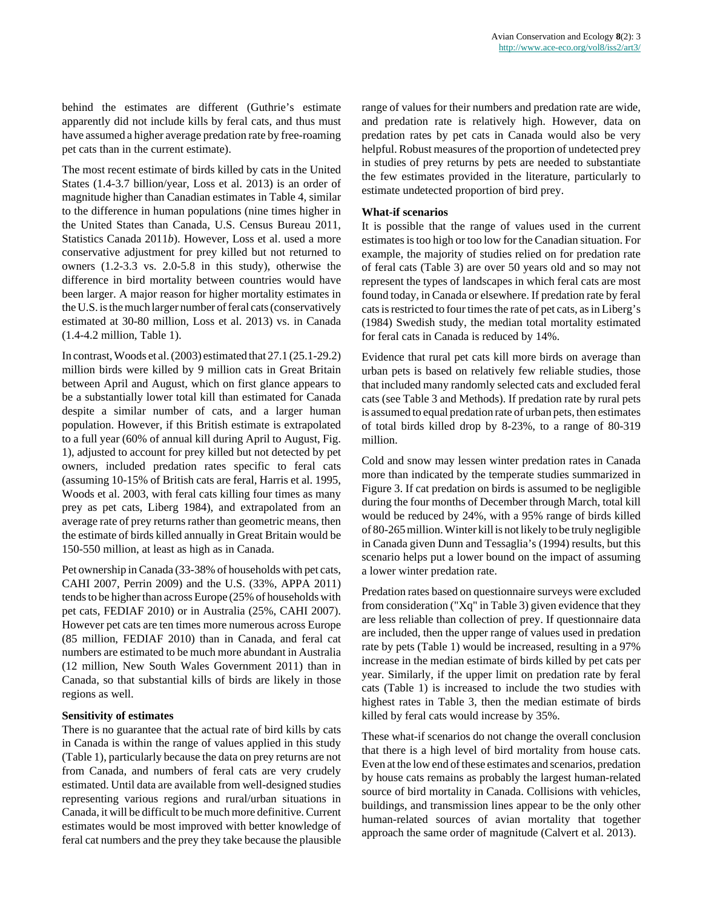behind the estimates are different (Guthrie's estimate apparently did not include kills by feral cats, and thus must have assumed a higher average predation rate by free-roaming pet cats than in the current estimate).

The most recent estimate of birds killed by cats in the United States (1.4-3.7 billion/year, Loss et al. 2013) is an order of magnitude higher than Canadian estimates in Table 4, similar to the difference in human populations (nine times higher in the United States than Canada, U.S. Census Bureau 2011, Statistics Canada 2011*b*). However, Loss et al. used a more conservative adjustment for prey killed but not returned to owners (1.2-3.3 vs. 2.0-5.8 in this study), otherwise the difference in bird mortality between countries would have been larger. A major reason for higher mortality estimates in the U.S. is the much larger number of feral cats (conservatively estimated at 30-80 million, Loss et al. 2013) vs. in Canada (1.4-4.2 million, Table 1).

In contrast, Woods et al. (2003) estimated that 27.1 (25.1-29.2) million birds were killed by 9 million cats in Great Britain between April and August, which on first glance appears to be a substantially lower total kill than estimated for Canada despite a similar number of cats, and a larger human population. However, if this British estimate is extrapolated to a full year (60% of annual kill during April to August, Fig. 1), adjusted to account for prey killed but not detected by pet owners, included predation rates specific to feral cats (assuming 10-15% of British cats are feral, Harris et al. 1995, Woods et al. 2003, with feral cats killing four times as many prey as pet cats, Liberg 1984), and extrapolated from an average rate of prey returns rather than geometric means, then the estimate of birds killed annually in Great Britain would be 150-550 million, at least as high as in Canada.

Pet ownership in Canada (33-38% of households with pet cats, CAHI 2007, Perrin 2009) and the U.S. (33%, APPA 2011) tends to be higher than across Europe (25% of households with pet cats, FEDIAF 2010) or in Australia (25%, CAHI 2007). However pet cats are ten times more numerous across Europe (85 million, FEDIAF 2010) than in Canada, and feral cat numbers are estimated to be much more abundant in Australia (12 million, New South Wales Government 2011) than in Canada, so that substantial kills of birds are likely in those regions as well.

### Sensitivity of estimates

There is no guarantee that the actual rate of bird kills by cats in Canada is within the range of values applied in this study (Table 1), particularly because the data on prey returns are not from Canada, and numbers of feral cats are very crudely estimated. Until data are available from well-designed studies representing various regions and rural/urban situations in Canada, it will be difficult to be much more definitive. Current estimates would be most improved with better knowledge of feral cat numbers and the prey they take because the plausible range of values for their numbers and predation rate are wide, and predation rate is relatively high. However, data on predation rates by pet cats in Canada would also be very helpful. Robust measures of the proportion of undetected prey in studies of prey returns by pets are needed to substantiate the few estimates provided in the literature, particularly to estimate undetected proportion of bird prey.

### What-if scenarios

It is possible that the range of values used in the current estimates is too high or too low for the Canadian situation. For example, the majority of studies relied on for predation rate of feral cats (Table 3) are over 50 years old and so may not represent the types of landscapes in which feral cats are most found today, in Canada or elsewhere. If predation rate by feral cats is restricted to four times the rate of pet cats, as in Liberg's (1984) Swedish study, the median total mortality estimated for feral cats in Canada is reduced by 14%.

Evidence that rural pet cats kill more birds on average than urban pets is based on relatively few reliable studies, those that included many randomly selected cats and excluded feral cats (see Table 3 and Methods). If predation rate by rural pets is assumed to equal predation rate of urban pets, then estimates of total birds killed drop by 8-23%, to a range of 80-319 million.

Cold and snow may lessen winter predation rates in Canada more than indicated by the temperate studies summarized in Figure 3. If cat predation on birds is assumed to be negligible during the four months of December through March, total kill would be reduced by 24%, with a 95% range of birds killed of 80-265 million. Winter kill is not likely to be truly negligible in Canada given Dunn and Tessaglia's (1994) results, but this scenario helps put a lower bound on the impact of assuming a lower winter predation rate.

Predation rates based on questionnaire surveys were excluded from consideration ("Xq" in Table 3) given evidence that they are less reliable than collection of prey. If questionnaire data are included, then the upper range of values used in predation rate by pets (Table 1) would be increased, resulting in a 97% increase in the median estimate of birds killed by pet cats per year. Similarly, if the upper limit on predation rate by feral cats (Table 1) is increased to include the two studies with highest rates in Table 3, then the median estimate of birds killed by feral cats would increase by 35%.

These what-if scenarios do not change the overall conclusion that there is a high level of bird mortality from house cats. Even at the low end of these estimates and scenarios, predation by house cats remains as probably the largest human-related source of bird mortality in Canada. Collisions with vehicles, buildings, and transmission lines appear to be the only other human-related sources of avian mortality that together approach the same order of magnitude (Calvert et al. 2013).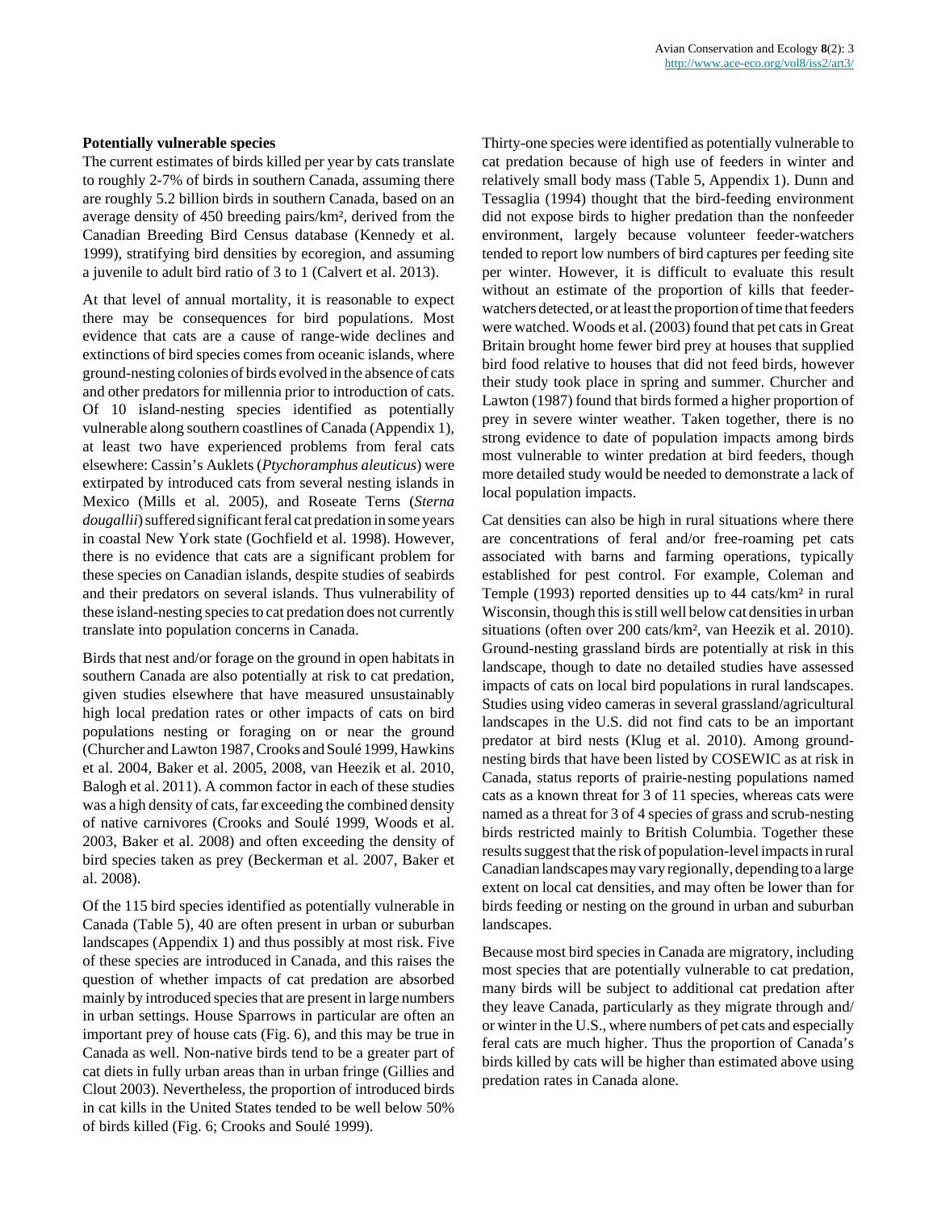### Potentially vulnerable species

The current estimates of birds killed per year by cats translate to roughly 2-7% of birds in southern Canada, assuming there are roughly 5.2 billion birds in southern Canada, based on an average density of 450 breeding pairs/km², derived from the Canadian Breeding Bird Census database (Kennedy et al. 1999), stratifying bird densities by ecoregion, and assuming a juvenile to adult bird ratio of 3 to 1 (Calvert et al. 2013).

At that level of annual mortality, it is reasonable to expect there may be consequences for bird populations. Most evidence that cats are a cause of range-wide declines and extinctions of bird species comes from oceanic islands, where ground-nesting colonies of birds evolved in the absence of cats and other predators for millennia prior to introduction of cats. Of 10 island-nesting species identified as potentially vulnerable along southern coastlines of Canada (Appendix 1), at least two have experienced problems from feral cats elsewhere: Cassin's Auklets (*Ptychoramphus aleuticus*) were extirpated by introduced cats from several nesting islands in Mexico (Mills et al. 2005), and Roseate Terns (*Sterna dougallii*) suffered significant feral cat predation in some years in coastal New York state (Gochfield et al. 1998). However, there is no evidence that cats are a significant problem for these species on Canadian islands, despite studies of seabirds and their predators on several islands. Thus vulnerability of these island-nesting species to cat predation does not currently translate into population concerns in Canada.

Birds that nest and/or forage on the ground in open habitats in southern Canada are also potentially at risk to cat predation, given studies elsewhere that have measured unsustainably high local predation rates or other impacts of cats on bird populations nesting or foraging on or near the ground (Churcher and Lawton 1987, Crooks and Soulé 1999, Hawkins et al. 2004, Baker et al. 2005, 2008, van Heezik et al. 2010, Balogh et al. 2011). A common factor in each of these studies was a high density of cats, far exceeding the combined density of native carnivores (Crooks and Soulé 1999, Woods et al. 2003, Baker et al. 2008) and often exceeding the density of bird species taken as prey (Beckerman et al. 2007, Baker et al. 2008).

Of the 115 bird species identified as potentially vulnerable in Canada (Table 5), 40 are often present in urban or suburban landscapes (Appendix 1) and thus possibly at most risk. Five of these species are introduced in Canada, and this raises the question of whether impacts of cat predation are absorbed mainly by introduced species that are present in large numbers in urban settings. House Sparrows in particular are often an important prey of house cats (Fig. 6), and this may be true in Canada as well. Non-native birds tend to be a greater part of cat diets in fully urban areas than in urban fringe (Gillies and Clout 2003). Nevertheless, the proportion of introduced birds in cat kills in the United States tended to be well below 50% of birds killed (Fig. 6; Crooks and Soulé 1999).

Thirty-one species were identified as potentially vulnerable to cat predation because of high use of feeders in winter and relatively small body mass (Table 5, Appendix 1). Dunn and Tessaglia (1994) thought that the bird-feeding environment did not expose birds to higher predation than the nonfeeder environment, largely because volunteer feeder-watchers tended to report low numbers of bird captures per feeding site per winter. However, it is difficult to evaluate this result without an estimate of the proportion of kills that feeder-watchers detected, or at least the proportion of time that feeders were watched. Woods et al. (2003) found that pet cats in Great Britain brought home fewer bird prey at houses that supplied bird food relative to houses that did not feed birds, however their study took place in spring and summer. Churcher and Lawton (1987) found that birds formed a higher proportion of prey in severe winter weather. Taken together, there is no strong evidence to date of population impacts among birds most vulnerable to winter predation at bird feeders, though more detailed study would be needed to demonstrate a lack of local population impacts.

Cat densities can also be high in rural situations where there are concentrations of feral and/or free-roaming pet cats associated with barns and farming operations, typically established for pest control. For example, Coleman and Temple (1993) reported densities up to 44 cats/km² in rural Wisconsin, though this is still well below cat densities in urban situations (often over 200 cats/km², van Heezik et al. 2010). Ground-nesting grassland birds are potentially at risk in this landscape, though to date no detailed studies have assessed impacts of cats on local bird populations in rural landscapes. Studies using video cameras in several grassland/agricultural landscapes in the U.S. did not find cats to be an important predator at bird nests (Klug et al. 2010). Among ground-nesting birds that have been listed by COSEWIC as at risk in Canada, status reports of prairie-nesting populations named cats as a known threat for 3 of 11 species, whereas cats were named as a threat for 3 of 4 species of grass and scrub-nesting birds restricted mainly to British Columbia. Together these results suggest that the risk of population-level impacts in rural Canadian landscapes may vary regionally, depending to a large extent on local cat densities, and may often be lower than for birds feeding or nesting on the ground in urban and suburban landscapes.

Because most bird species in Canada are migratory, including most species that are potentially vulnerable to cat predation, many birds will be subject to additional cat predation after they leave Canada, particularly as they migrate through and/or winter in the U.S., where numbers of pet cats and especially feral cats are much higher. Thus the proportion of Canada's birds killed by cats will be higher than estimated above using predation rates in Canada alone.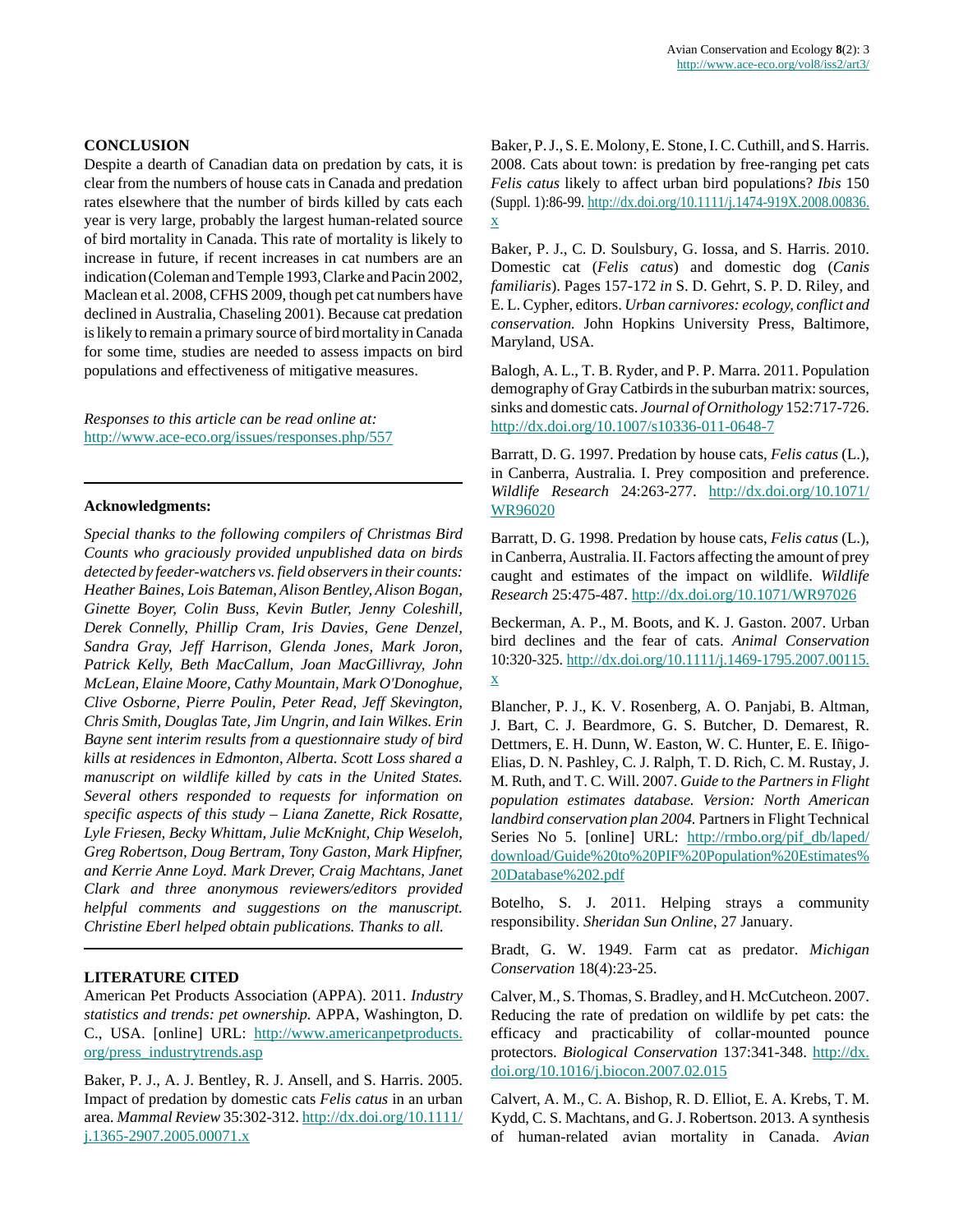## CONCLUSION

Despite a dearth of Canadian data on predation by cats, it is clear from the numbers of house cats in Canada and predation rates elsewhere that the number of birds killed by cats each year is very large, probably the largest human-related source of bird mortality in Canada. This rate of mortality is likely to increase in future, if recent increases in cat numbers are an indication (Coleman and Temple 1993, Clarke and Pacin 2002, Maclean et al. 2008, CFHS 2009, though pet cat numbers have declined in Australia, Chaseling 2001). Because cat predation is likely to remain a primary source of bird mortality in Canada for some time, studies are needed to assess impacts on bird populations and effectiveness of mitigative measures.

*Responses to this article can be read online at:*
http://www.ace-eco.org/issues/responses.php/557

---

### Acknowledgments:

*Special thanks to the following compilers of Christmas Bird Counts who graciously provided unpublished data on birds detected by feeder-watchers vs. field observers in their counts: Heather Baines, Lois Bateman, Alison Bentley, Alison Bogan, Ginette Boyer, Colin Buss, Kevin Butler, Jenny Coleshill, Derek Connelly, Phillip Cram, Iris Davies, Gene Denzel, Sandra Gray, Jeff Harrison, Glenda Jones, Mark Joron, Patrick Kelly, Beth MacCallum, Joan MacGillivray, John McLean, Elaine Moore, Cathy Mountain, Mark O'Donoghue, Clive Osborne, Pierre Poulin, Peter Read, Jeff Skevington, Chris Smith, Douglas Tate, Jim Ungrin, and Iain Wilkes. Erin Bayne sent interim results from a questionnaire study of bird kills at residences in Edmonton, Alberta. Scott Loss shared a manuscript on wildlife killed by cats in the United States. Several others responded to requests for information on specific aspects of this study – Liana Zanette, Rick Rosatte, Lyle Friesen, Becky Whittam, Julie McKnight, Chip Weseloh, Greg Robertson, Doug Bertram, Tony Gaston, Mark Hipfner, and Kerrie Anne Loyd. Mark Drever, Craig Machtans, Janet Clark and three anonymous reviewers/editors provided helpful comments and suggestions on the manuscript. Christine Eberl helped obtain publications. Thanks to all.*

---

## LITERATURE CITED

American Pet Products Association (APPA). 2011. *Industry statistics and trends: pet ownership.* APPA, Washington, D. C., USA. [online] URL: http://www.americanpetproducts.org/press_industrytrends.asp

Baker, P. J., A. J. Bentley, R. J. Ansell, and S. Harris. 2005. Impact of predation by domestic cats *Felis catus* in an urban area. *Mammal Review* 35:302-312. http://dx.doi.org/10.1111/j.1365-2907.2005.00071.x

Baker, P. J., S. E. Molony, E. Stone, I. C. Cuthill, and S. Harris. 2008. Cats about town: is predation by free-ranging pet cats *Felis catus* likely to affect urban bird populations? *Ibis* 150 (Suppl. 1):86-99. http://dx.doi.org/10.1111/j.1474-919X.2008.00836.x

Baker, P. J., C. D. Soulsbury, G. Iossa, and S. Harris. 2010. Domestic cat (*Felis catus*) and domestic dog (*Canis familiaris*). Pages 157-172 *in* S. D. Gehrt, S. P. D. Riley, and E. L. Cypher, editors. *Urban carnivores: ecology, conflict and conservation.* John Hopkins University Press, Baltimore, Maryland, USA.

Balogh, A. L., T. B. Ryder, and P. P. Marra. 2011. Population demography of Gray Catbirds in the suburban matrix: sources, sinks and domestic cats. *Journal of Ornithology* 152:717-726. http://dx.doi.org/10.1007/s10336-011-0648-7

Barratt, D. G. 1997. Predation by house cats, *Felis catus* (L.), in Canberra, Australia. I. Prey composition and preference. *Wildlife Research* 24:263-277. http://dx.doi.org/10.1071/WR96020

Barratt, D. G. 1998. Predation by house cats, *Felis catus* (L.), in Canberra, Australia. II. Factors affecting the amount of prey caught and estimates of the impact on wildlife. *Wildlife Research* 25:475-487. http://dx.doi.org/10.1071/WR97026

Beckerman, A. P., M. Boots, and K. J. Gaston. 2007. Urban bird declines and the fear of cats. *Animal Conservation* 10:320-325. http://dx.doi.org/10.1111/j.1469-1795.2007.00115.x

Blancher, P. J., K. V. Rosenberg, A. O. Panjabi, B. Altman, J. Bart, C. J. Beardmore, G. S. Butcher, D. Demarest, R. Dettmers, E. H. Dunn, W. Easton, W. C. Hunter, E. E. Iñigo-Elias, D. N. Pashley, C. J. Ralph, T. D. Rich, C. M. Rustay, J. M. Ruth, and T. C. Will. 2007. *Guide to the Partners in Flight population estimates database. Version: North American landbird conservation plan 2004.* Partners in Flight Technical Series No 5. [online] URL: http://rmbo.org/pif_db/laped/download/Guide%20to%20PIF%20Population%20Estimates%20Database%202.pdf

Botelho, S. J. 2011. Helping strays a community responsibility. *Sheridan Sun Online*, 27 January.

Bradt, G. W. 1949. Farm cat as predator. *Michigan Conservation* 18(4):23-25.

Calver, M., S. Thomas, S. Bradley, and H. McCutcheon. 2007. Reducing the rate of predation on wildlife by pet cats: the efficacy and practicability of collar-mounted pounce protectors. *Biological Conservation* 137:341-348. http://dx.doi.org/10.1016/j.biocon.2007.02.015

Calvert, A. M., C. A. Bishop, R. D. Elliot, E. A. Krebs, T. M. Kydd, C. S. Machtans, and G. J. Robertson. 2013. A synthesis of human-related avian mortality in Canada. *Avian*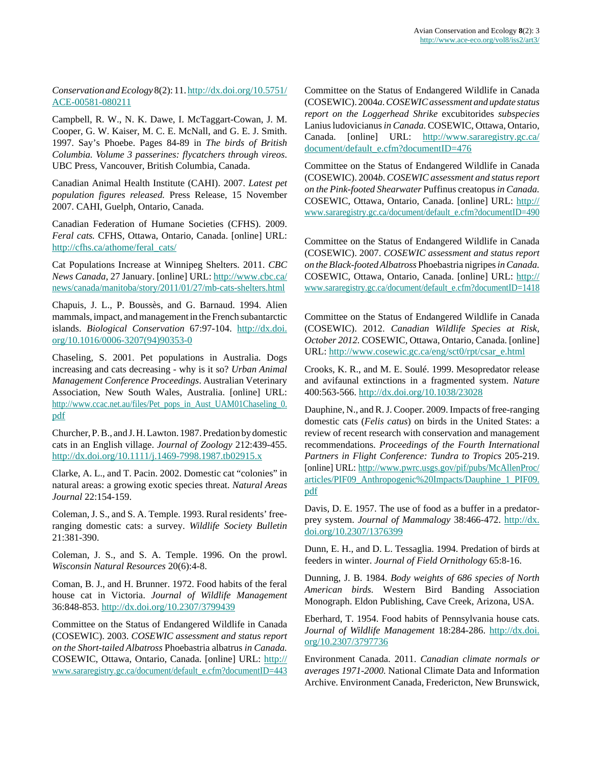*Conservation and Ecology* 8(2): 11. http://dx.doi.org/10.5751/ACE-00581-080211

Campbell, R. W., N. K. Dawe, I. McTaggart-Cowan, J. M. Cooper, G. W. Kaiser, M. C. E. McNall, and G. E. J. Smith. 1997. Say's Phoebe. Pages 84-89 in *The birds of British Columbia. Volume 3 passerines: flycatchers through vireos*. UBC Press, Vancouver, British Columbia, Canada.

Canadian Animal Health Institute (CAHI). 2007. *Latest pet population figures released.* Press Release, 15 November 2007. CAHI, Guelph, Ontario, Canada.

Canadian Federation of Humane Societies (CFHS). 2009. *Feral cats.* CFHS, Ottawa, Ontario, Canada. [online] URL: http://cfhs.ca/athome/feral_cats/

Cat Populations Increase at Winnipeg Shelters. 2011. *CBC News Canada*, 27 January. [online] URL: http://www.cbc.ca/news/canada/manitoba/story/2011/01/27/mb-cats-shelters.html

Chapuis, J. L., P. Boussès, and G. Barnaud. 1994. Alien mammals, impact, and management in the French subantarctic islands. *Biological Conservation* 67:97-104. http://dx.doi.org/10.1016/0006-3207(94)90353-0

Chaseling, S. 2001. Pet populations in Australia. Dogs increasing and cats decreasing - why is it so? *Urban Animal Management Conference Proceedings*. Australian Veterinary Association, New South Wales, Australia. [online] URL: http://www.ccac.net.au/files/Pet_pops_in_Aust_UAM01Chaseling_0.pdf

Churcher, P. B., and J. H. Lawton. 1987. Predation by domestic cats in an English village. *Journal of Zoology* 212:439-455. http://dx.doi.org/10.1111/j.1469-7998.1987.tb02915.x

Clarke, A. L., and T. Pacin. 2002. Domestic cat "colonies" in natural areas: a growing exotic species threat. *Natural Areas Journal* 22:154-159.

Coleman, J. S., and S. A. Temple. 1993. Rural residents' free-ranging domestic cats: a survey. *Wildlife Society Bulletin* 21:381-390.

Coleman, J. S., and S. A. Temple. 1996. On the prowl. *Wisconsin Natural Resources* 20(6):4-8.

Coman, B. J., and H. Brunner. 1972. Food habits of the feral house cat in Victoria. *Journal of Wildlife Management* 36:848-853. http://dx.doi.org/10.2307/3799439

Committee on the Status of Endangered Wildlife in Canada (COSEWIC). 2003. *COSEWIC assessment and status report on the Short-tailed Albatross* Phoebastria albatrus *in Canada.* COSEWIC, Ottawa, Ontario, Canada. [online] URL: http://www.sararegistry.gc.ca/document/default_e.cfm?documentID=443

Committee on the Status of Endangered Wildlife in Canada (COSEWIC). 2004*a*. *COSEWIC assessment and update status report on the Loggerhead Shrike* excubitorides *subspecies* Lanius ludovicianus *in Canada.* COSEWIC, Ottawa, Ontario, Canada. [online] URL: http://www.sararegistry.gc.ca/document/default_e.cfm?documentID=476

Committee on the Status of Endangered Wildlife in Canada (COSEWIC). 2004*b*. *COSEWIC assessment and status report on the Pink-footed Shearwater* Puffinus creatopus *in Canada.* COSEWIC, Ottawa, Ontario, Canada. [online] URL: http://www.sararegistry.gc.ca/document/default_e.cfm?documentID=490

Committee on the Status of Endangered Wildlife in Canada (COSEWIC). 2007. *COSEWIC assessment and status report on the Black-footed Albatross* Phoebastria nigripes *in Canada.* COSEWIC, Ottawa, Ontario, Canada. [online] URL: http://www.sararegistry.gc.ca/document/default_e.cfm?documentID=1418

Committee on the Status of Endangered Wildlife in Canada (COSEWIC). 2012. *Canadian Wildlife Species at Risk, October 2012.* COSEWIC, Ottawa, Ontario, Canada. [online] URL: http://www.cosewic.gc.ca/eng/sct0/rpt/csar_e.html

Crooks, K. R., and M. E. Soulé. 1999. Mesopredator release and avifaunal extinctions in a fragmented system. *Nature* 400:563-566. http://dx.doi.org/10.1038/23028

Dauphine, N., and R. J. Cooper. 2009. Impacts of free-ranging domestic cats (*Felis catus*) on birds in the United States: a review of recent research with conservation and management recommendations. *Proceedings of the Fourth International Partners in Flight Conference: Tundra to Tropics* 205-219. [online] URL: http://www.pwrc.usgs.gov/pif/pubs/McAllenProc/articles/PIF09_Anthropogenic%20Impacts/Dauphine_1_PIF09.pdf

Davis, D. E. 1957. The use of food as a buffer in a predator-prey system. *Journal of Mammalogy* 38:466-472. http://dx.doi.org/10.2307/1376399

Dunn, E. H., and D. L. Tessaglia. 1994. Predation of birds at feeders in winter. *Journal of Field Ornithology* 65:8-16.

Dunning, J. B. 1984. *Body weights of 686 species of North American birds.* Western Bird Banding Association Monograph. Eldon Publishing, Cave Creek, Arizona, USA.

Eberhard, T. 1954. Food habits of Pennsylvania house cats. *Journal of Wildlife Management* 18:284-286. http://dx.doi.org/10.2307/3797736

Environment Canada. 2011. *Canadian climate normals or averages 1971-2000.* National Climate Data and Information Archive. Environment Canada, Fredericton, New Brunswick,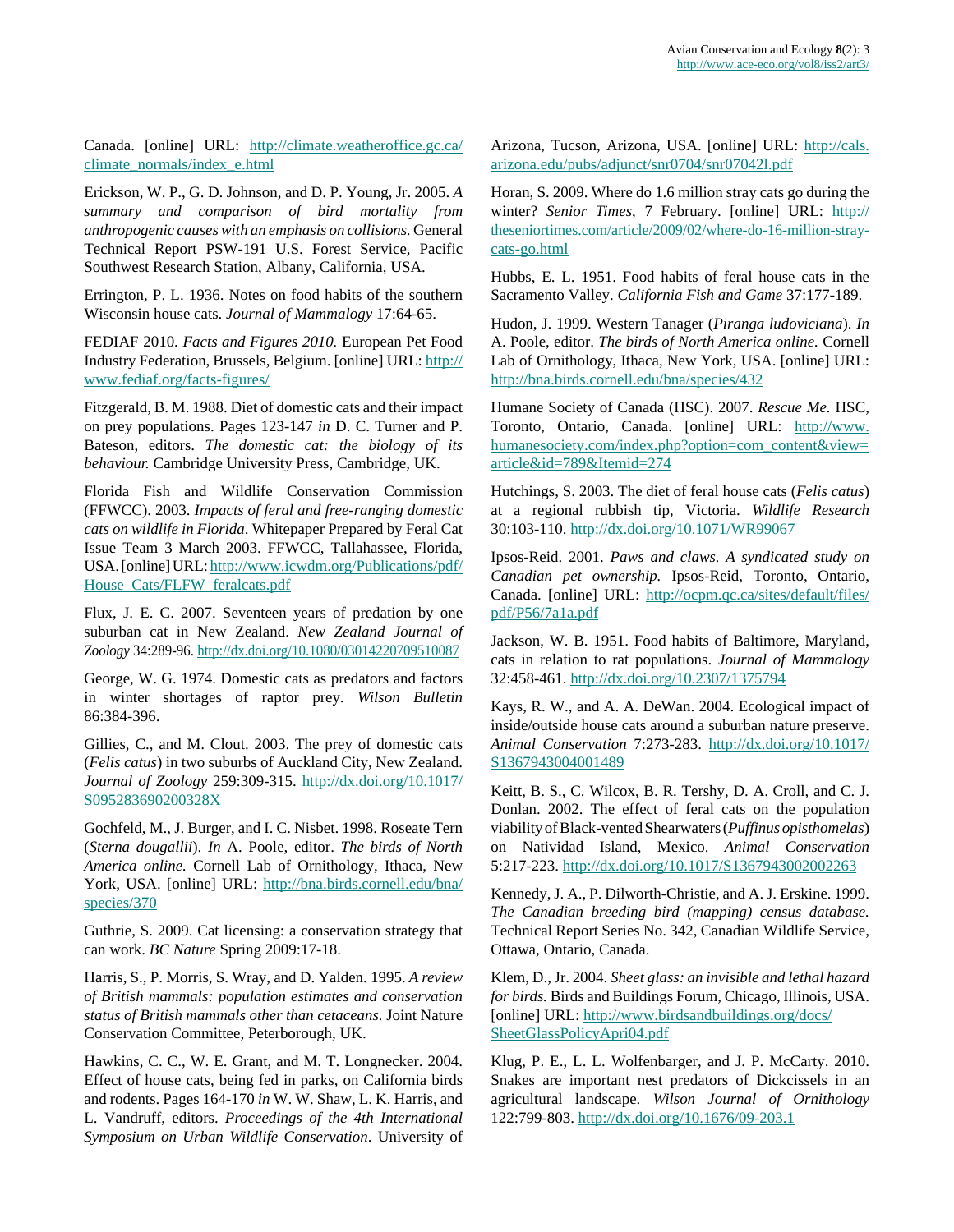Canada. [online] URL: http://climate.weatheroffice.gc.ca/climate_normals/index_e.html

Erickson, W. P., G. D. Johnson, and D. P. Young, Jr. 2005. *A summary and comparison of bird mortality from anthropogenic causes with an emphasis on collisions.* General Technical Report PSW-191 U.S. Forest Service, Pacific Southwest Research Station, Albany, California, USA.

Errington, P. L. 1936. Notes on food habits of the southern Wisconsin house cats. *Journal of Mammalogy* 17:64-65.

FEDIAF 2010. *Facts and Figures 2010.* European Pet Food Industry Federation, Brussels, Belgium. [online] URL: http://www.fediaf.org/facts-figures/

Fitzgerald, B. M. 1988. Diet of domestic cats and their impact on prey populations. Pages 123-147 *in* D. C. Turner and P. Bateson, editors. *The domestic cat: the biology of its behaviour.* Cambridge University Press, Cambridge, UK.

Florida Fish and Wildlife Conservation Commission (FFWCC). 2003. *Impacts of feral and free-ranging domestic cats on wildlife in Florida*. Whitepaper Prepared by Feral Cat Issue Team 3 March 2003. FFWCC, Tallahassee, Florida, USA. [online] URL: http://www.icwdm.org/Publications/pdf/House_Cats/FLFW_feralcats.pdf

Flux, J. E. C. 2007. Seventeen years of predation by one suburban cat in New Zealand. *New Zealand Journal of Zoology* 34:289-96. http://dx.doi.org/10.1080/03014220709510087

George, W. G. 1974. Domestic cats as predators and factors in winter shortages of raptor prey. *Wilson Bulletin* 86:384-396.

Gillies, C., and M. Clout. 2003. The prey of domestic cats (*Felis catus*) in two suburbs of Auckland City, New Zealand. *Journal of Zoology* 259:309-315. http://dx.doi.org/10.1017/S095283690200328X

Gochfeld, M., J. Burger, and I. C. Nisbet. 1998. Roseate Tern (*Sterna dougallii*). *In* A. Poole, editor. *The birds of North America online.* Cornell Lab of Ornithology, Ithaca, New York, USA. [online] URL: http://bna.birds.cornell.edu/bna/species/370

Guthrie, S. 2009. Cat licensing: a conservation strategy that can work. *BC Nature* Spring 2009:17-18.

Harris, S., P. Morris, S. Wray, and D. Yalden. 1995. *A review of British mammals: population estimates and conservation status of British mammals other than cetaceans.* Joint Nature Conservation Committee, Peterborough, UK.

Hawkins, C. C., W. E. Grant, and M. T. Longnecker. 2004. Effect of house cats, being fed in parks, on California birds and rodents. Pages 164-170 *in* W. W. Shaw, L. K. Harris, and L. Vandruff, editors. *Proceedings of the 4th International Symposium on Urban Wildlife Conservation*. University of Arizona, Tucson, Arizona, USA. [online] URL: http://cals.arizona.edu/pubs/adjunct/snr0704/snr07042l.pdf

Horan, S. 2009. Where do 1.6 million stray cats go during the winter? *Senior Times*, 7 February. [online] URL: http://theseniortimes.com/article/2009/02/where-do-16-million-stray-cats-go.html

Hubbs, E. L. 1951. Food habits of feral house cats in the Sacramento Valley. *California Fish and Game* 37:177-189.

Hudon, J. 1999. Western Tanager (*Piranga ludoviciana*). *In* A. Poole, editor. *The birds of North America online.* Cornell Lab of Ornithology, Ithaca, New York, USA. [online] URL: http://bna.birds.cornell.edu/bna/species/432

Humane Society of Canada (HSC). 2007. *Rescue Me.* HSC, Toronto, Ontario, Canada. [online] URL: http://www.humanesociety.com/index.php?option=com_content&view=article&id=789&Itemid=274

Hutchings, S. 2003. The diet of feral house cats (*Felis catus*) at a regional rubbish tip, Victoria. *Wildlife Research* 30:103-110. http://dx.doi.org/10.1071/WR99067

Ipsos-Reid. 2001. *Paws and claws. A syndicated study on Canadian pet ownership.* Ipsos-Reid, Toronto, Ontario, Canada. [online] URL: http://ocpm.qc.ca/sites/default/files/pdf/P56/7a1a.pdf

Jackson, W. B. 1951. Food habits of Baltimore, Maryland, cats in relation to rat populations. *Journal of Mammalogy* 32:458-461. http://dx.doi.org/10.2307/1375794

Kays, R. W., and A. A. DeWan. 2004. Ecological impact of inside/outside house cats around a suburban nature preserve. *Animal Conservation* 7:273-283. http://dx.doi.org/10.1017/S1367943004001489

Keitt, B. S., C. Wilcox, B. R. Tershy, D. A. Croll, and C. J. Donlan. 2002. The effect of feral cats on the population viability of Black-vented Shearwaters (*Puffinus opisthomelas*) on Natividad Island, Mexico. *Animal Conservation* 5:217-223. http://dx.doi.org/10.1017/S1367943002002263

Kennedy, J. A., P. Dilworth-Christie, and A. J. Erskine. 1999. *The Canadian breeding bird (mapping) census database.* Technical Report Series No. 342, Canadian Wildlife Service, Ottawa, Ontario, Canada.

Klem, D., Jr. 2004. *Sheet glass: an invisible and lethal hazard for birds.* Birds and Buildings Forum, Chicago, Illinois, USA. [online] URL: http://www.birdsandbuildings.org/docs/SheetGlassPolicyApri04.pdf

Klug, P. E., L. L. Wolfenbarger, and J. P. McCarty. 2010. Snakes are important nest predators of Dickcissels in an agricultural landscape. *Wilson Journal of Ornithology* 122:799-803. http://dx.doi.org/10.1676/09-203.1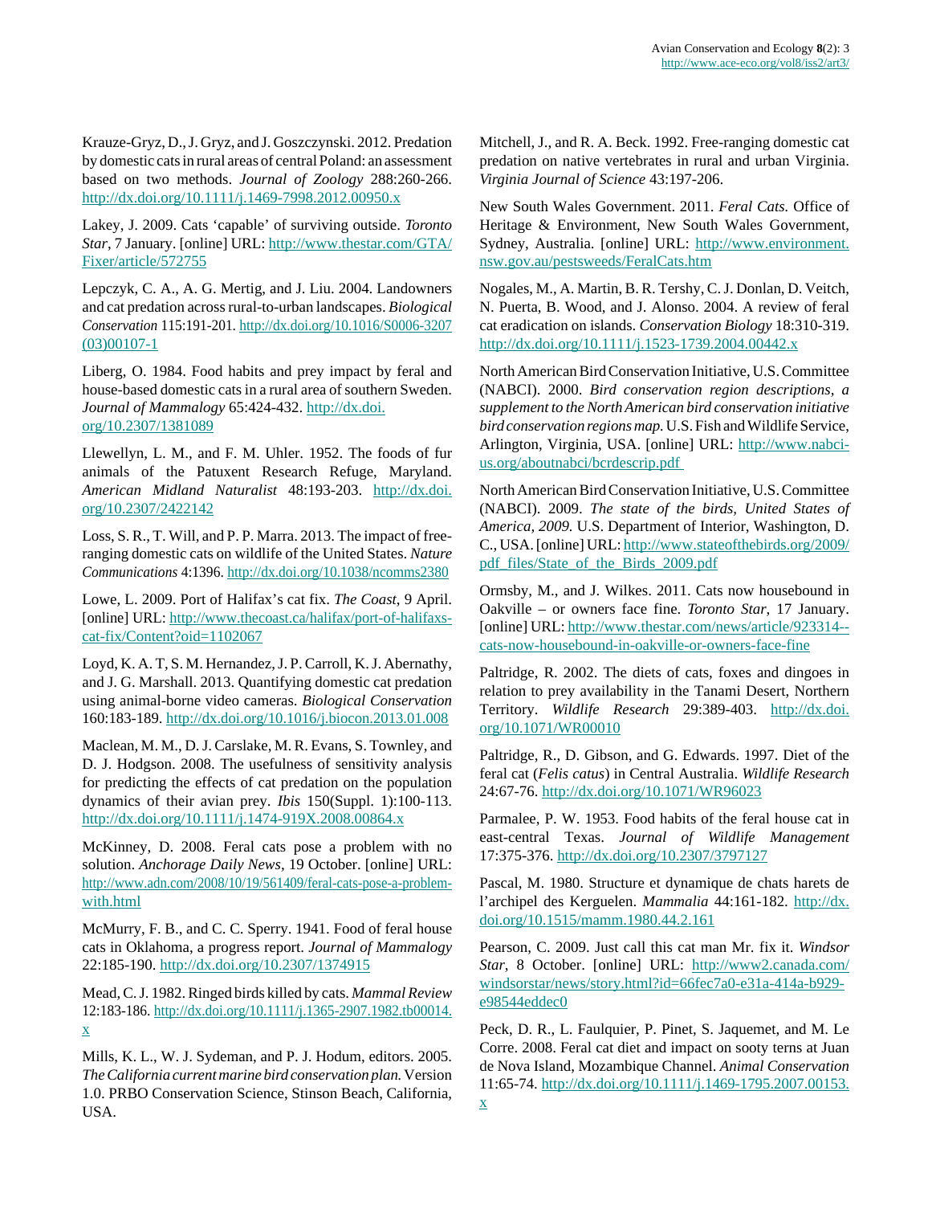Krauze-Gryz, D., J. Gryz, and J. Goszczynski. 2012. Predation by domestic cats in rural areas of central Poland: an assessment based on two methods. *Journal of Zoology* 288:260-266. http://dx.doi.org/10.1111/j.1469-7998.2012.00950.x

Lakey, J. 2009. Cats 'capable' of surviving outside. *Toronto Star*, 7 January. [online] URL: http://www.thestar.com/GTA/Fixer/article/572755

Lepczyk, C. A., A. G. Mertig, and J. Liu. 2004. Landowners and cat predation across rural-to-urban landscapes. *Biological Conservation* 115:191-201. http://dx.doi.org/10.1016/S0006-3207(03)00107-1

Liberg, O. 1984. Food habits and prey impact by feral and house-based domestic cats in a rural area of southern Sweden. *Journal of Mammalogy* 65:424-432. http://dx.doi.org/10.2307/1381089

Llewellyn, L. M., and F. M. Uhler. 1952. The foods of fur animals of the Patuxent Research Refuge, Maryland. *American Midland Naturalist* 48:193-203. http://dx.doi.org/10.2307/2422142

Loss, S. R., T. Will, and P. P. Marra. 2013. The impact of free-ranging domestic cats on wildlife of the United States. *Nature Communications* 4:1396. http://dx.doi.org/10.1038/ncomms2380

Lowe, L. 2009. Port of Halifax's cat fix. *The Coast*, 9 April. [online] URL: http://www.thecoast.ca/halifax/port-of-halifaxs-cat-fix/Content?oid=1102067

Loyd, K. A. T, S. M. Hernandez, J. P. Carroll, K. J. Abernathy, and J. G. Marshall. 2013. Quantifying domestic cat predation using animal-borne video cameras. *Biological Conservation* 160:183-189. http://dx.doi.org/10.1016/j.biocon.2013.01.008

Maclean, M. M., D. J. Carslake, M. R. Evans, S. Townley, and D. J. Hodgson. 2008. The usefulness of sensitivity analysis for predicting the effects of cat predation on the population dynamics of their avian prey. *Ibis* 150(Suppl. 1):100-113. http://dx.doi.org/10.1111/j.1474-919X.2008.00864.x

McKinney, D. 2008. Feral cats pose a problem with no solution. *Anchorage Daily News*, 19 October. [online] URL: http://www.adn.com/2008/10/19/561409/feral-cats-pose-a-problem-with.html

McMurry, F. B., and C. C. Sperry. 1941. Food of feral house cats in Oklahoma, a progress report. *Journal of Mammalogy* 22:185-190. http://dx.doi.org/10.2307/1374915

Mead, C. J. 1982. Ringed birds killed by cats. *Mammal Review* 12:183-186. http://dx.doi.org/10.1111/j.1365-2907.1982.tb00014.x

Mills, K. L., W. J. Sydeman, and P. J. Hodum, editors. 2005. *The California current marine bird conservation plan.* Version 1.0. PRBO Conservation Science, Stinson Beach, California, USA.

Mitchell, J., and R. A. Beck. 1992. Free-ranging domestic cat predation on native vertebrates in rural and urban Virginia. *Virginia Journal of Science* 43:197-206.

New South Wales Government. 2011. *Feral Cats.* Office of Heritage & Environment, New South Wales Government, Sydney, Australia. [online] URL: http://www.environment.nsw.gov.au/pestsweeds/FeralCats.htm

Nogales, M., A. Martin, B. R. Tershy, C. J. Donlan, D. Veitch, N. Puerta, B. Wood, and J. Alonso. 2004. A review of feral cat eradication on islands. *Conservation Biology* 18:310-319. http://dx.doi.org/10.1111/j.1523-1739.2004.00442.x

North American Bird Conservation Initiative, U.S. Committee (NABCI). 2000. *Bird conservation region descriptions, a supplement to the North American bird conservation initiative bird conservation regions map.* U.S. Fish and Wildlife Service, Arlington, Virginia, USA. [online] URL: http://www.nabci-us.org/aboutnabci/bcrdescrip.pdf

North American Bird Conservation Initiative, U.S. Committee (NABCI). 2009. *The state of the birds, United States of America, 2009.* U.S. Department of Interior, Washington, D.C., USA. [online] URL: http://www.stateofthebirds.org/2009/pdf_files/State_of_the_Birds_2009.pdf

Ormsby, M., and J. Wilkes. 2011. Cats now housebound in Oakville – or owners face fine. *Toronto Star*, 17 January. [online] URL: http://www.thestar.com/news/article/923314--cats-now-housebound-in-oakville-or-owners-face-fine

Paltridge, R. 2002. The diets of cats, foxes and dingoes in relation to prey availability in the Tanami Desert, Northern Territory. *Wildlife Research* 29:389-403. http://dx.doi.org/10.1071/WR00010

Paltridge, R., D. Gibson, and G. Edwards. 1997. Diet of the feral cat (*Felis catus*) in Central Australia. *Wildlife Research* 24:67-76. http://dx.doi.org/10.1071/WR96023

Parmalee, P. W. 1953. Food habits of the feral house cat in east-central Texas. *Journal of Wildlife Management* 17:375-376. http://dx.doi.org/10.2307/3797127

Pascal, M. 1980. Structure et dynamique de chats harets de l'archipel des Kerguelen. *Mammalia* 44:161-182. http://dx.doi.org/10.1515/mamm.1980.44.2.161

Pearson, C. 2009. Just call this cat man Mr. fix it. *Windsor Star*, 8 October. [online] URL: http://www2.canada.com/windsorstar/news/story.html?id=66fec7a0-e31a-414a-b929-e98544eddec0

Peck, D. R., L. Faulquier, P. Pinet, S. Jaquemet, and M. Le Corre. 2008. Feral cat diet and impact on sooty terns at Juan de Nova Island, Mozambique Channel. *Animal Conservation* 11:65-74. http://dx.doi.org/10.1111/j.1469-1795.2007.00153.x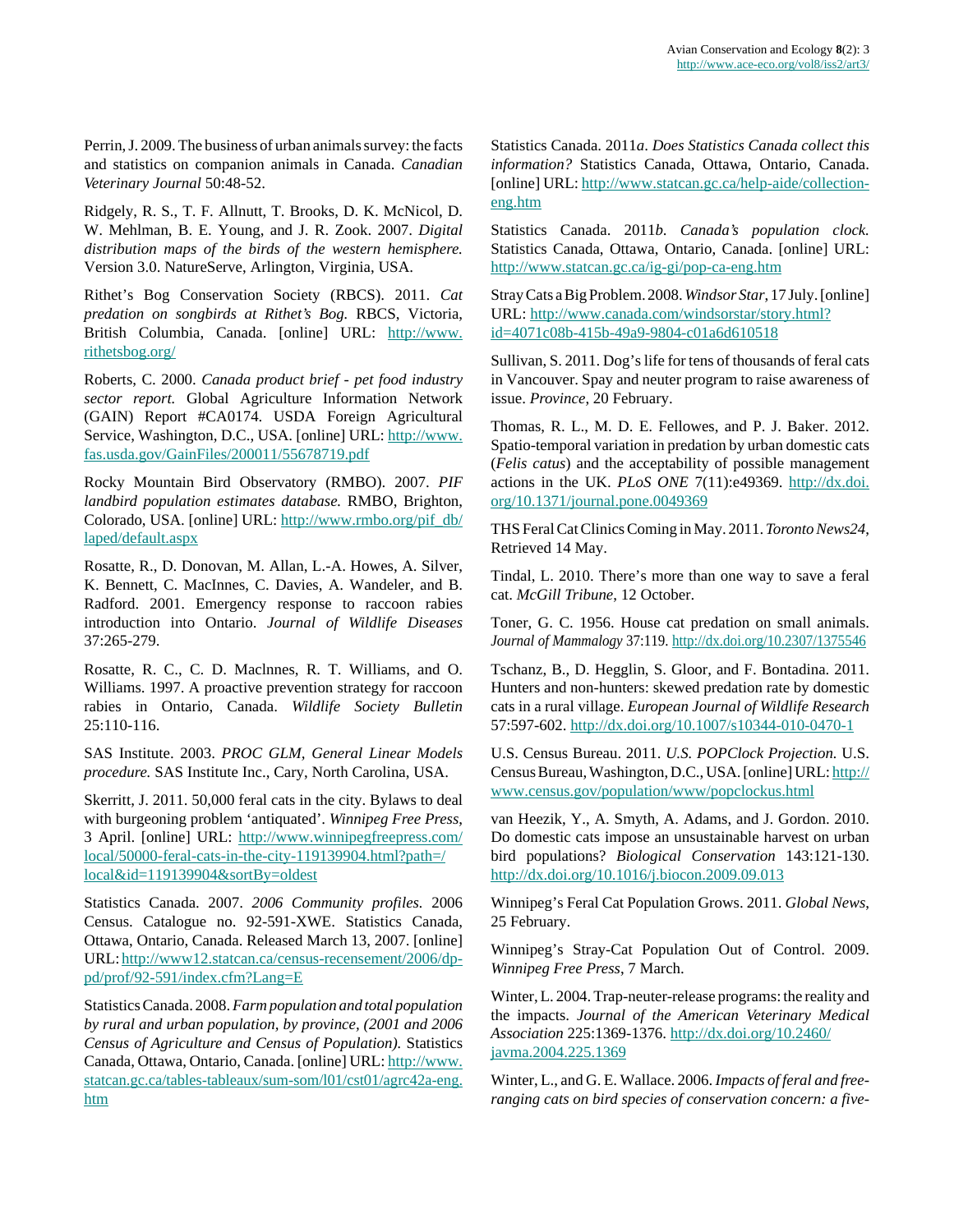Perrin, J. 2009. The business of urban animals survey: the facts and statistics on companion animals in Canada. *Canadian Veterinary Journal* 50:48-52.

Ridgely, R. S., T. F. Allnutt, T. Brooks, D. K. McNicol, D. W. Mehlman, B. E. Young, and J. R. Zook. 2007. *Digital distribution maps of the birds of the western hemisphere.* Version 3.0. NatureServe, Arlington, Virginia, USA.

Rithet's Bog Conservation Society (RBCS). 2011. *Cat predation on songbirds at Rithet's Bog.* RBCS, Victoria, British Columbia, Canada. [online] URL: http://www.rithetsbog.org/

Roberts, C. 2000. *Canada product brief - pet food industry sector report.* Global Agriculture Information Network (GAIN) Report #CA0174. USDA Foreign Agricultural Service, Washington, D.C., USA. [online] URL: http://www.fas.usda.gov/GainFiles/200011/55678719.pdf

Rocky Mountain Bird Observatory (RMBO). 2007. *PIF landbird population estimates database.* RMBO, Brighton, Colorado, USA. [online] URL: http://www.rmbo.org/pif_db/laped/default.aspx

Rosatte, R., D. Donovan, M. Allan, L.-A. Howes, A. Silver, K. Bennett, C. MacInnes, C. Davies, A. Wandeler, and B. Radford. 2001. Emergency response to raccoon rabies introduction into Ontario. *Journal of Wildlife Diseases* 37:265-279.

Rosatte, R. C., C. D. MacInnes, R. T. Williams, and O. Williams. 1997. A proactive prevention strategy for raccoon rabies in Ontario, Canada. *Wildlife Society Bulletin* 25:110-116.

SAS Institute. 2003. *PROC GLM, General Linear Models procedure.* SAS Institute Inc., Cary, North Carolina, USA.

Skerritt, J. 2011. 50,000 feral cats in the city. Bylaws to deal with burgeoning problem 'antiquated'. *Winnipeg Free Press*, 3 April. [online] URL: http://www.winnipegfreepress.com/local/50000-feral-cats-in-the-city-119139904.html?path=/local&id=119139904&sortBy=oldest

Statistics Canada. 2007. *2006 Community profiles.* 2006 Census. Catalogue no. 92-591-XWE. Statistics Canada, Ottawa, Ontario, Canada. Released March 13, 2007. [online] URL: http://www12.statcan.ca/census-recensement/2006/dp-pd/prof/92-591/index.cfm?Lang=E

Statistics Canada. 2008. *Farm population and total population by rural and urban population, by province, (2001 and 2006 Census of Agriculture and Census of Population).* Statistics Canada, Ottawa, Ontario, Canada. [online] URL: http://www.statcan.gc.ca/tables-tableaux/sum-som/l01/cst01/agrc42a-eng.htm

Statistics Canada. 2011*a*. *Does Statistics Canada collect this information?* Statistics Canada, Ottawa, Ontario, Canada. [online] URL: http://www.statcan.gc.ca/help-aide/collection-eng.htm

Statistics Canada. 2011*b*. *Canada's population clock.* Statistics Canada, Ottawa, Ontario, Canada. [online] URL: http://www.statcan.gc.ca/ig-gi/pop-ca-eng.htm

Stray Cats a Big Problem. 2008. *Windsor Star*, 17 July. [online] URL: http://www.canada.com/windsorstar/story.html?id=4071c08b-415b-49a9-9804-c01a6d610518

Sullivan, S. 2011. Dog's life for tens of thousands of feral cats in Vancouver. Spay and neuter program to raise awareness of issue. *Province*, 20 February.

Thomas, R. L., M. D. E. Fellowes, and P. J. Baker. 2012. Spatio-temporal variation in predation by urban domestic cats (*Felis catus*) and the acceptability of possible management actions in the UK. *PLoS ONE* 7(11):e49369. http://dx.doi.org/10.1371/journal.pone.0049369

THS Feral Cat Clinics Coming in May. 2011. *Toronto News24*, Retrieved 14 May.

Tindal, L. 2010. There's more than one way to save a feral cat. *McGill Tribune*, 12 October.

Toner, G. C. 1956. House cat predation on small animals. *Journal of Mammalogy* 37:119. http://dx.doi.org/10.2307/1375546

Tschanz, B., D. Hegglin, S. Gloor, and F. Bontadina. 2011. Hunters and non-hunters: skewed predation rate by domestic cats in a rural village. *European Journal of Wildlife Research* 57:597-602. http://dx.doi.org/10.1007/s10344-010-0470-1

U.S. Census Bureau. 2011. *U.S. POPClock Projection.* U.S. Census Bureau, Washington, D.C., USA. [online] URL: http://www.census.gov/population/www/popclockus.html

van Heezik, Y., A. Smyth, A. Adams, and J. Gordon. 2010. Do domestic cats impose an unsustainable harvest on urban bird populations? *Biological Conservation* 143:121-130. http://dx.doi.org/10.1016/j.biocon.2009.09.013

Winnipeg's Feral Cat Population Grows. 2011. *Global News*, 25 February.

Winnipeg's Stray-Cat Population Out of Control. 2009. *Winnipeg Free Press*, 7 March.

Winter, L. 2004. Trap-neuter-release programs: the reality and the impacts. *Journal of the American Veterinary Medical Association* 225:1369-1376. http://dx.doi.org/10.2460/javma.2004.225.1369

Winter, L., and G. E. Wallace. 2006. *Impacts of feral and free-ranging cats on bird species of conservation concern: a five-*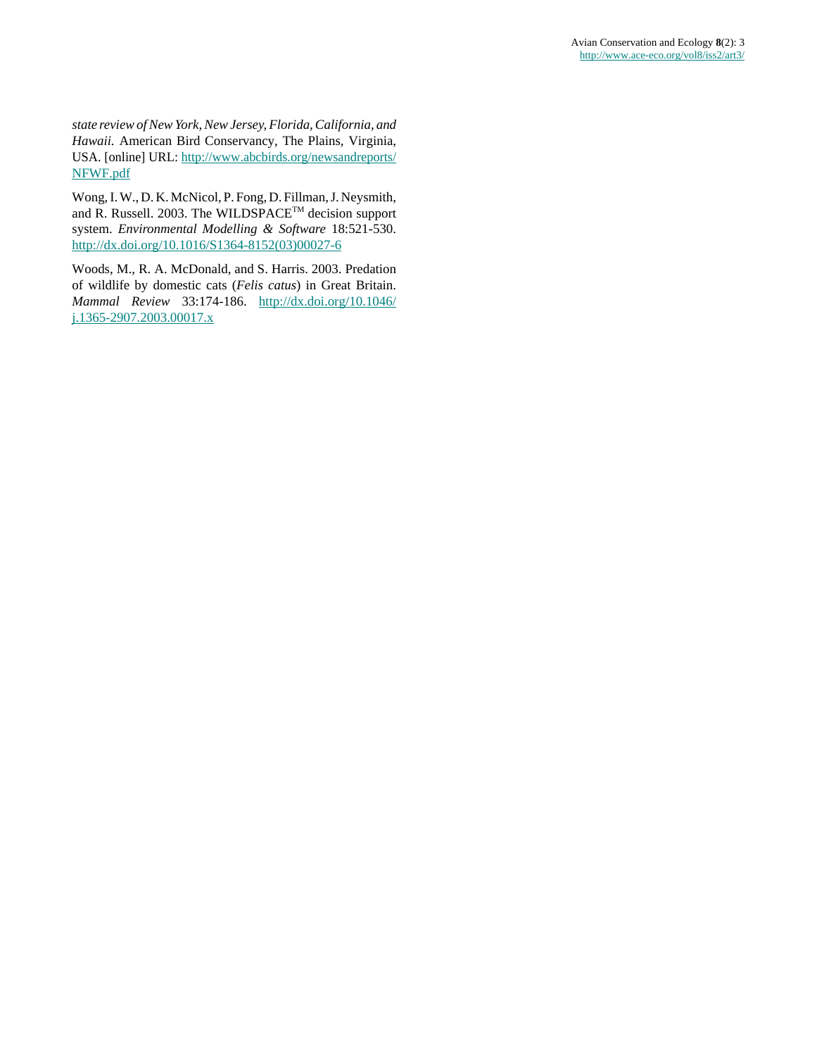*state review of New York, New Jersey, Florida, California, and Hawaii.* American Bird Conservancy, The Plains, Virginia, USA. [online] URL: http://www.abcbirds.org/newsandreports/NFWF.pdf

Wong, I. W., D. K. McNicol, P. Fong, D. Fillman, J. Neysmith, and R. Russell. 2003. The WILDSPACE™ decision support system. *Environmental Modelling & Software* 18:521-530. http://dx.doi.org/10.1016/S1364-8152(03)00027-6

Woods, M., R. A. McDonald, and S. Harris. 2003. Predation of wildlife by domestic cats (*Felis catus*) in Great Britain. *Mammal Review* 33:174-186. http://dx.doi.org/10.1046/j.1365-2907.2003.00017.x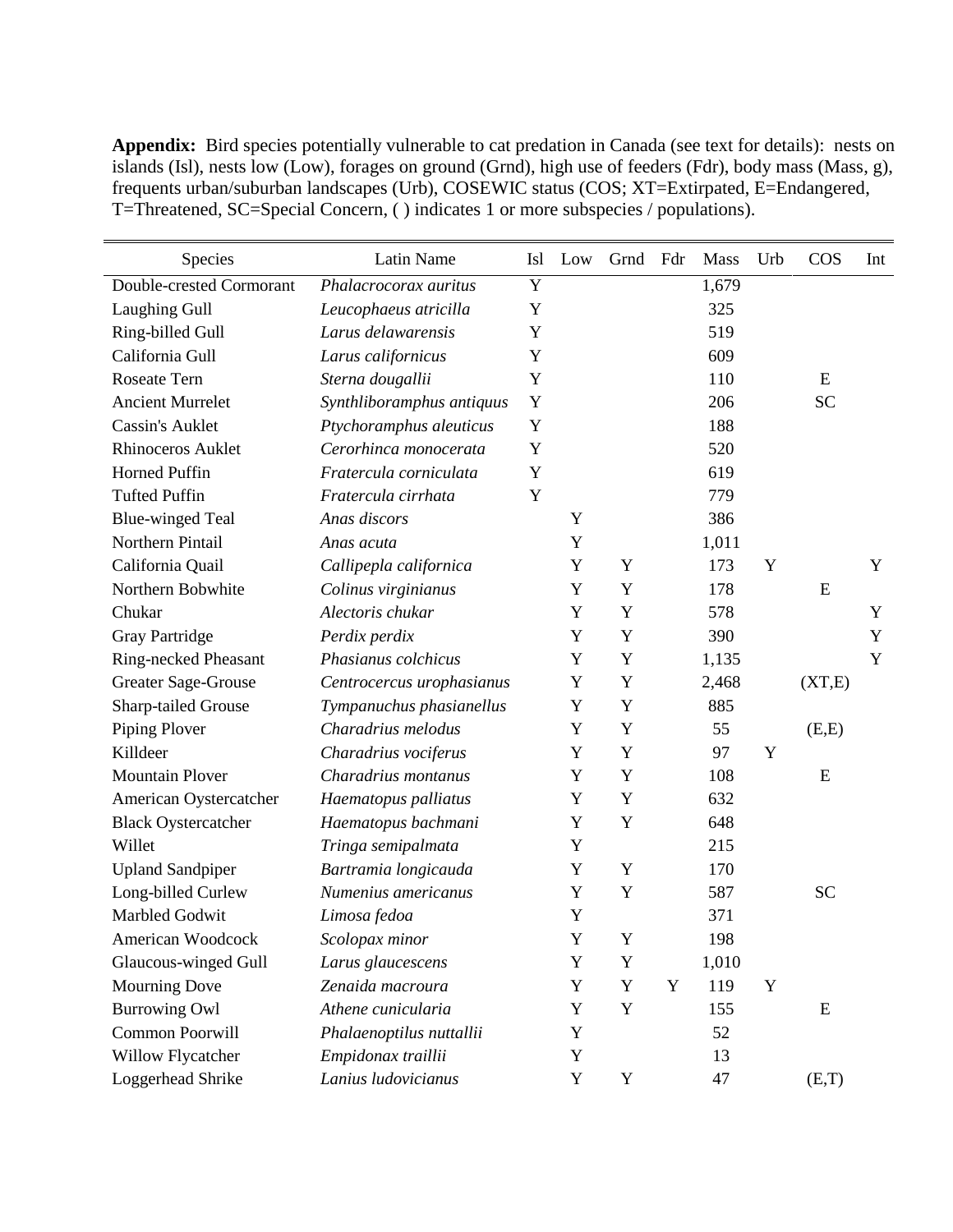**Appendix:** Bird species potentially vulnerable to cat predation in Canada (see text for details): nests on islands (Isl), nests low (Low), forages on ground (Grnd), high use of feeders (Fdr), body mass (Mass, g), frequents urban/suburban landscapes (Urb), COSEWIC status (COS; XT=Extirpated, E=Endangered, T=Threatened, SC=Special Concern, ( ) indicates 1 or more subspecies / populations).

| Species | Latin Name | Isl | Low | Grnd | Fdr | Mass | Urb | COS | Int |
|---|---|---|---|---|---|---|---|---|---|
| Double-crested Cormorant | *Phalacrocorax auritus* | Y | | | | 1,679 | | | |
| Laughing Gull | *Leucophaeus atricilla* | Y | | | | 325 | | | |
| Ring-billed Gull | *Larus delawarensis* | Y | | | | 519 | | | |
| California Gull | *Larus californicus* | Y | | | | 609 | | | |
| Roseate Tern | *Sterna dougallii* | Y | | | | 110 | | E | |
| Ancient Murrelet | *Synthliboramphus antiquus* | Y | | | | 206 | | SC | |
| Cassin's Auklet | *Ptychoramphus aleuticus* | Y | | | | 188 | | | |
| Rhinoceros Auklet | *Cerorhinca monocerata* | Y | | | | 520 | | | |
| Horned Puffin | *Fratercula corniculata* | Y | | | | 619 | | | |
| Tufted Puffin | *Fratercula cirrhata* | Y | | | | 779 | | | |
| Blue-winged Teal | *Anas discors* | | Y | | | 386 | | | |
| Northern Pintail | *Anas acuta* | | Y | | | 1,011 | | | |
| California Quail | *Callipepla californica* | | Y | Y | | 173 | Y | | Y |
| Northern Bobwhite | *Colinus virginianus* | | Y | Y | | 178 | | E | |
| Chukar | *Alectoris chukar* | | Y | Y | | 578 | | | Y |
| Gray Partridge | *Perdix perdix* | | Y | Y | | 390 | | | Y |
| Ring-necked Pheasant | *Phasianus colchicus* | | Y | Y | | 1,135 | | | Y |
| Greater Sage-Grouse | *Centrocercus urophasianus* | | Y | Y | | 2,468 | | (XT,E) | |
| Sharp-tailed Grouse | *Tympanuchus phasianellus* | | Y | Y | | 885 | | | |
| Piping Plover | *Charadrius melodus* | | Y | Y | | 55 | | (E,E) | |
| Killdeer | *Charadrius vociferus* | | Y | Y | | 97 | Y | | |
| Mountain Plover | *Charadrius montanus* | | Y | Y | | 108 | | E | |
| American Oystercatcher | *Haematopus palliatus* | | Y | Y | | 632 | | | |
| Black Oystercatcher | *Haematopus bachmani* | | Y | Y | | 648 | | | |
| Willet | *Tringa semipalmata* | | Y | | | 215 | | | |
| Upland Sandpiper | *Bartramia longicauda* | | Y | Y | | 170 | | | |
| Long-billed Curlew | *Numenius americanus* | | Y | Y | | 587 | | SC | |
| Marbled Godwit | *Limosa fedoa* | | Y | | | 371 | | | |
| American Woodcock | *Scolopax minor* | | Y | Y | | 198 | | | |
| Glaucous-winged Gull | *Larus glaucescens* | | Y | Y | | 1,010 | | | |
| Mourning Dove | *Zenaida macroura* | | Y | Y | Y | 119 | Y | | |
| Burrowing Owl | *Athene cunicularia* | | Y | Y | | 155 | | E | |
| Common Poorwill | *Phalaenoptilus nuttallii* | | Y | | | 52 | | | |
| Willow Flycatcher | *Empidonax traillii* | | Y | | | 13 | | | |
| Loggerhead Shrike | *Lanius ludovicianus* | | Y | Y | | 47 | | (E,T) | |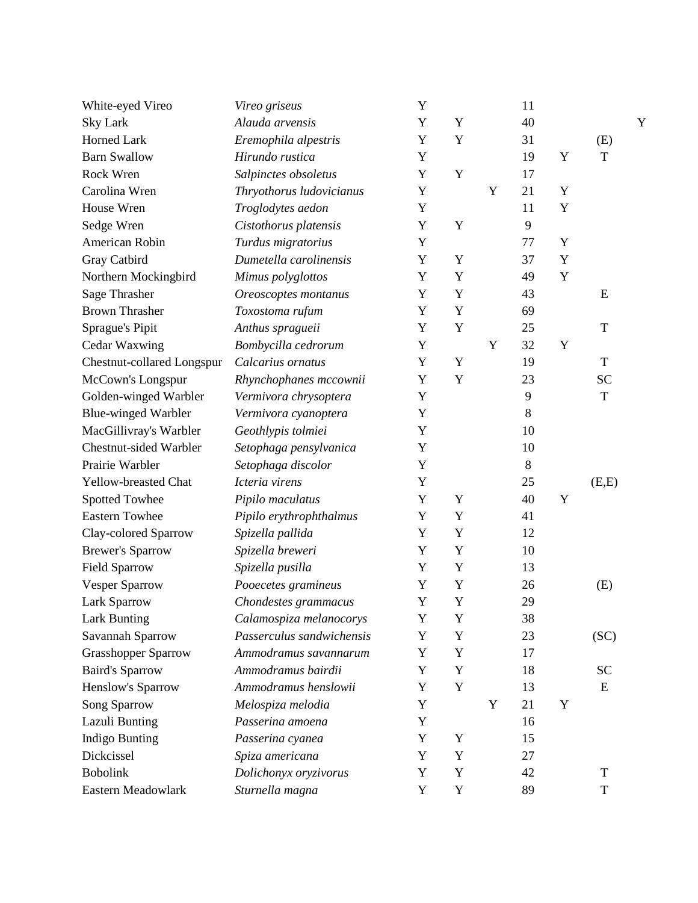| | | | | | | | | |
|---|---|---|---|---|---|---|---|---|
| White-eyed Vireo | *Vireo griseus* | Y | | | 11 | | | |
| Sky Lark | *Alauda arvensis* | Y | Y | | 40 | | | Y |
| Horned Lark | *Eremophila alpestris* | Y | Y | | 31 | | (E) | |
| Barn Swallow | *Hirundo rustica* | Y | | | 19 | Y | T | |
| Rock Wren | *Salpinctes obsoletus* | Y | Y | | 17 | | | |
| Carolina Wren | *Thryothorus ludovicianus* | Y | | Y | 21 | Y | | |
| House Wren | *Troglodytes aedon* | Y | | | 11 | Y | | |
| Sedge Wren | *Cistothorus platensis* | Y | Y | | 9 | | | |
| American Robin | *Turdus migratorius* | Y | | | 77 | Y | | |
| Gray Catbird | *Dumetella carolinensis* | Y | Y | | 37 | Y | | |
| Northern Mockingbird | *Mimus polyglottos* | Y | Y | | 49 | Y | | |
| Sage Thrasher | *Oreoscoptes montanus* | Y | Y | | 43 | | E | |
| Brown Thrasher | *Toxostoma rufum* | Y | Y | | 69 | | | |
| Sprague's Pipit | *Anthus spragueii* | Y | Y | | 25 | | T | |
| Cedar Waxwing | *Bombycilla cedrorum* | Y | | Y | 32 | Y | | |
| Chestnut-collared Longspur | *Calcarius ornatus* | Y | Y | | 19 | | T | |
| McCown's Longspur | *Rhynchophanes mccownii* | Y | Y | | 23 | | SC | |
| Golden-winged Warbler | *Vermivora chrysoptera* | Y | | | 9 | | T | |
| Blue-winged Warbler | *Vermivora cyanoptera* | Y | | | 8 | | | |
| MacGillivray's Warbler | *Geothlypis tolmiei* | Y | | | 10 | | | |
| Chestnut-sided Warbler | *Setophaga pensylvanica* | Y | | | 10 | | | |
| Prairie Warbler | *Setophaga discolor* | Y | | | 8 | | | |
| Yellow-breasted Chat | *Icteria virens* | Y | | | 25 | | (E,E) | |
| Spotted Towhee | *Pipilo maculatus* | Y | Y | | 40 | Y | | |
| Eastern Towhee | *Pipilo erythrophthalmus* | Y | Y | | 41 | | | |
| Clay-colored Sparrow | *Spizella pallida* | Y | Y | | 12 | | | |
| Brewer's Sparrow | *Spizella breweri* | Y | Y | | 10 | | | |
| Field Sparrow | *Spizella pusilla* | Y | Y | | 13 | | | |
| Vesper Sparrow | *Pooecetes gramineus* | Y | Y | | 26 | | (E) | |
| Lark Sparrow | *Chondestes grammacus* | Y | Y | | 29 | | | |
| Lark Bunting | *Calamospiza melanocorys* | Y | Y | | 38 | | | |
| Savannah Sparrow | *Passerculus sandwichensis* | Y | Y | | 23 | | (SC) | |
| Grasshopper Sparrow | *Ammodramus savannarum* | Y | Y | | 17 | | | |
| Baird's Sparrow | *Ammodramus bairdii* | Y | Y | | 18 | | SC | |
| Henslow's Sparrow | *Ammodramus henslowii* | Y | Y | | 13 | | E | |
| Song Sparrow | *Melospiza melodia* | Y | | Y | 21 | Y | | |
| Lazuli Bunting | *Passerina amoena* | Y | | | 16 | | | |
| Indigo Bunting | *Passerina cyanea* | Y | Y | | 15 | | | |
| Dickcissel | *Spiza americana* | Y | Y | | 27 | | | |
| Bobolink | *Dolichonyx oryzivorus* | Y | Y | | 42 | | T | |
| Eastern Meadowlark | *Sturnella magna* | Y | Y | | 89 | | T | |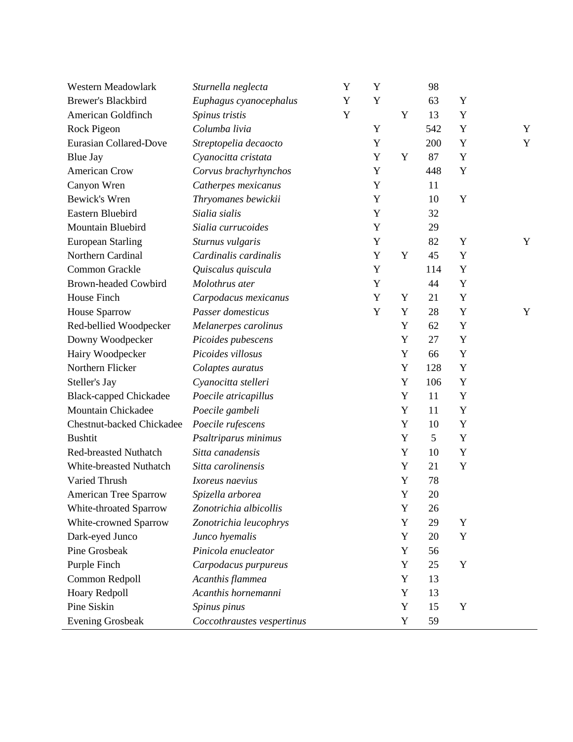| | | | | | | | |
|---|---|---|---|---|---|---|---|
| Western Meadowlark | *Sturnella neglecta* | Y | Y | | 98 | | |
| Brewer's Blackbird | *Euphagus cyanocephalus* | Y | Y | | 63 | Y | |
| American Goldfinch | *Spinus tristis* | Y | | Y | 13 | Y | |
| Rock Pigeon | *Columba livia* | | Y | | 542 | Y | Y |
| Eurasian Collared-Dove | *Streptopelia decaocto* | | Y | | 200 | Y | Y |
| Blue Jay | *Cyanocitta cristata* | | Y | Y | 87 | Y | |
| American Crow | *Corvus brachyrhynchos* | | Y | | 448 | Y | |
| Canyon Wren | *Catherpes mexicanus* | | Y | | 11 | | |
| Bewick's Wren | *Thryomanes bewickii* | | Y | | 10 | Y | |
| Eastern Bluebird | *Sialia sialis* | | Y | | 32 | | |
| Mountain Bluebird | *Sialia currucoides* | | Y | | 29 | | |
| European Starling | *Sturnus vulgaris* | | Y | | 82 | Y | Y |
| Northern Cardinal | *Cardinalis cardinalis* | | Y | Y | 45 | Y | |
| Common Grackle | *Quiscalus quiscula* | | Y | | 114 | Y | |
| Brown-headed Cowbird | *Molothrus ater* | | Y | | 44 | Y | |
| House Finch | *Carpodacus mexicanus* | | Y | Y | 21 | Y | |
| House Sparrow | *Passer domesticus* | | Y | Y | 28 | Y | Y |
| Red-bellied Woodpecker | *Melanerpes carolinus* | | | Y | 62 | Y | |
| Downy Woodpecker | *Picoides pubescens* | | | Y | 27 | Y | |
| Hairy Woodpecker | *Picoides villosus* | | | Y | 66 | Y | |
| Northern Flicker | *Colaptes auratus* | | | Y | 128 | Y | |
| Steller's Jay | *Cyanocitta stelleri* | | | Y | 106 | Y | |
| Black-capped Chickadee | *Poecile atricapillus* | | | Y | 11 | Y | |
| Mountain Chickadee | *Poecile gambeli* | | | Y | 11 | Y | |
| Chestnut-backed Chickadee | *Poecile rufescens* | | | Y | 10 | Y | |
| Bushtit | *Psaltriparus minimus* | | | Y | 5 | Y | |
| Red-breasted Nuthatch | *Sitta canadensis* | | | Y | 10 | Y | |
| White-breasted Nuthatch | *Sitta carolinensis* | | | Y | 21 | Y | |
| Varied Thrush | *Ixoreus naevius* | | | Y | 78 | | |
| American Tree Sparrow | *Spizella arborea* | | | Y | 20 | | |
| White-throated Sparrow | *Zonotrichia albicollis* | | | Y | 26 | | |
| White-crowned Sparrow | *Zonotrichia leucophrys* | | | Y | 29 | Y | |
| Dark-eyed Junco | *Junco hyemalis* | | | Y | 20 | Y | |
| Pine Grosbeak | *Pinicola enucleator* | | | Y | 56 | | |
| Purple Finch | *Carpodacus purpureus* | | | Y | 25 | Y | |
| Common Redpoll | *Acanthis flammea* | | | Y | 13 | | |
| Hoary Redpoll | *Acanthis hornemanni* | | | Y | 13 | | |
| Pine Siskin | *Spinus pinus* | | | Y | 15 | Y | |
| Evening Grosbeak | *Coccothraustes vespertinus* | | | Y | 59 | | |